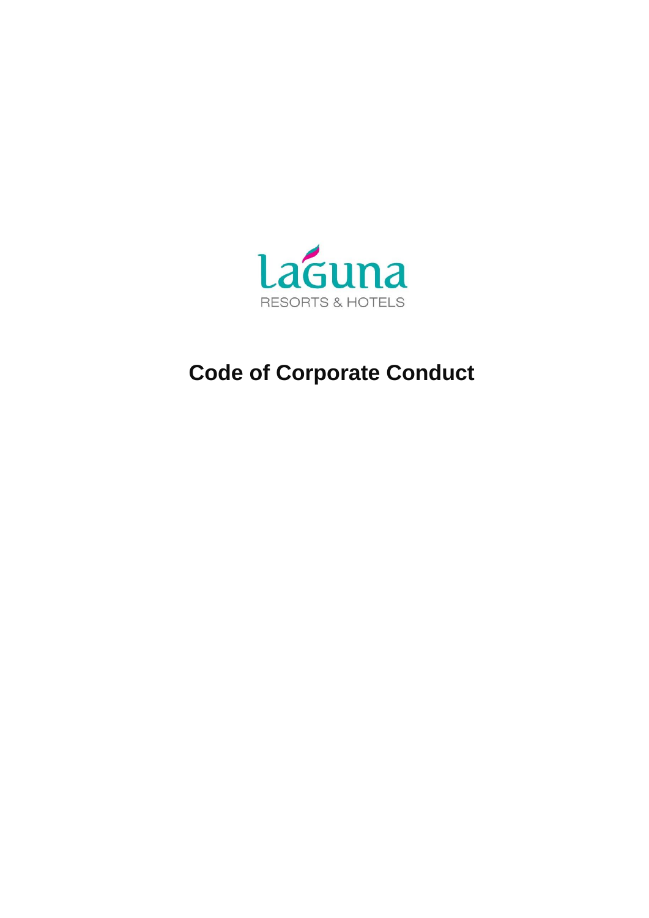laguna

RESORTS & HOTELS

# Code of Corporate Conduct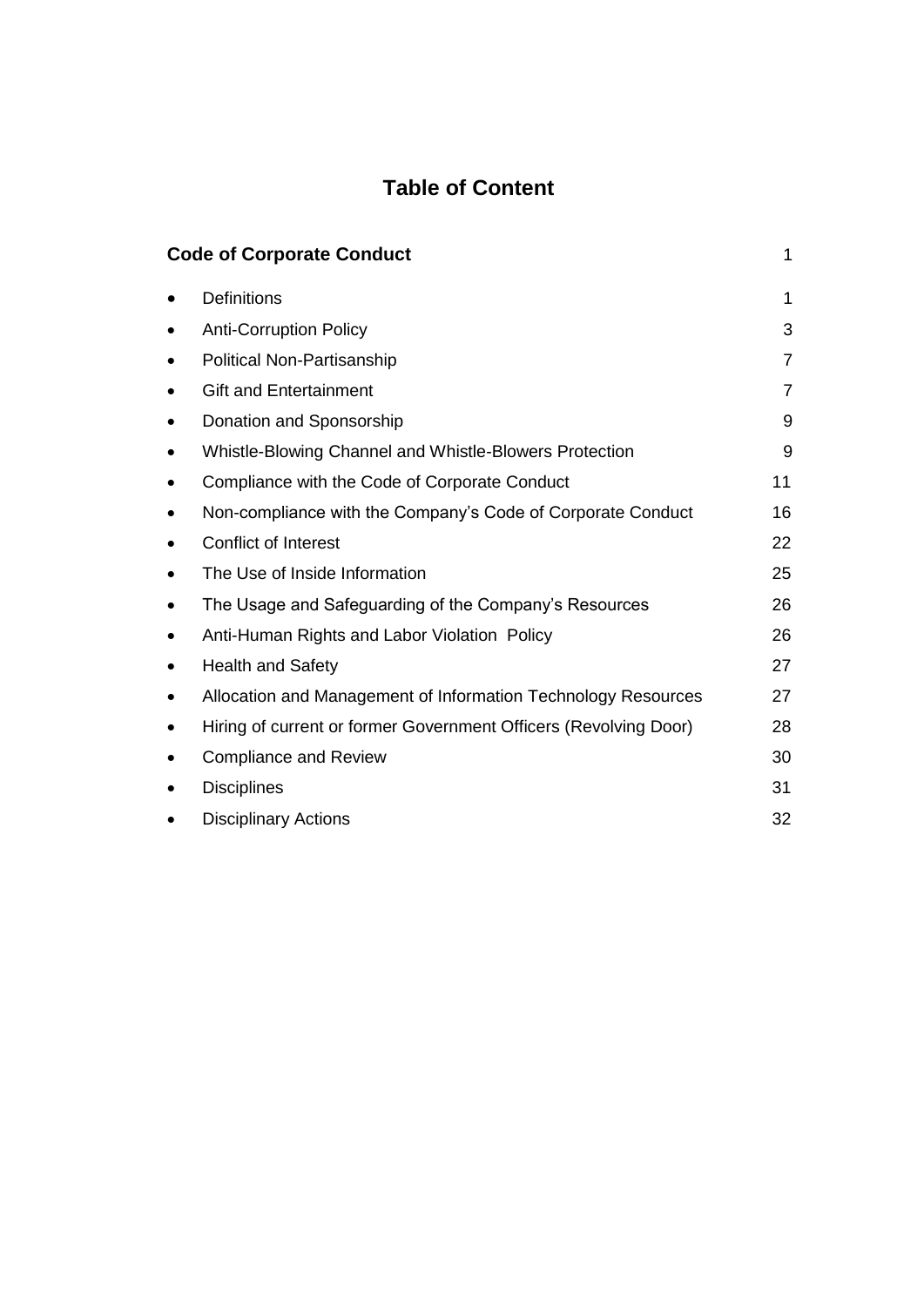# Table of Content

| **Code of Corporate Conduct** | 1 |
|---|---|
| • Definitions | 1 |
| • Anti-Corruption Policy | 3 |
| • Political Non-Partisanship | 7 |
| • Gift and Entertainment | 7 |
| • Donation and Sponsorship | 9 |
| • Whistle-Blowing Channel and Whistle-Blowers Protection | 9 |
| • Compliance with the Code of Corporate Conduct | 11 |
| • Non-compliance with the Company's Code of Corporate Conduct | 16 |
| • Conflict of Interest | 22 |
| • The Use of Inside Information | 25 |
| • The Usage and Safeguarding of the Company's Resources | 26 |
| • Anti-Human Rights and Labor Violation Policy | 26 |
| • Health and Safety | 27 |
| • Allocation and Management of Information Technology Resources | 27 |
| • Hiring of current or former Government Officers (Revolving Door) | 28 |
| • Compliance and Review | 30 |
| • Disciplines | 31 |
| • Disciplinary Actions | 32 |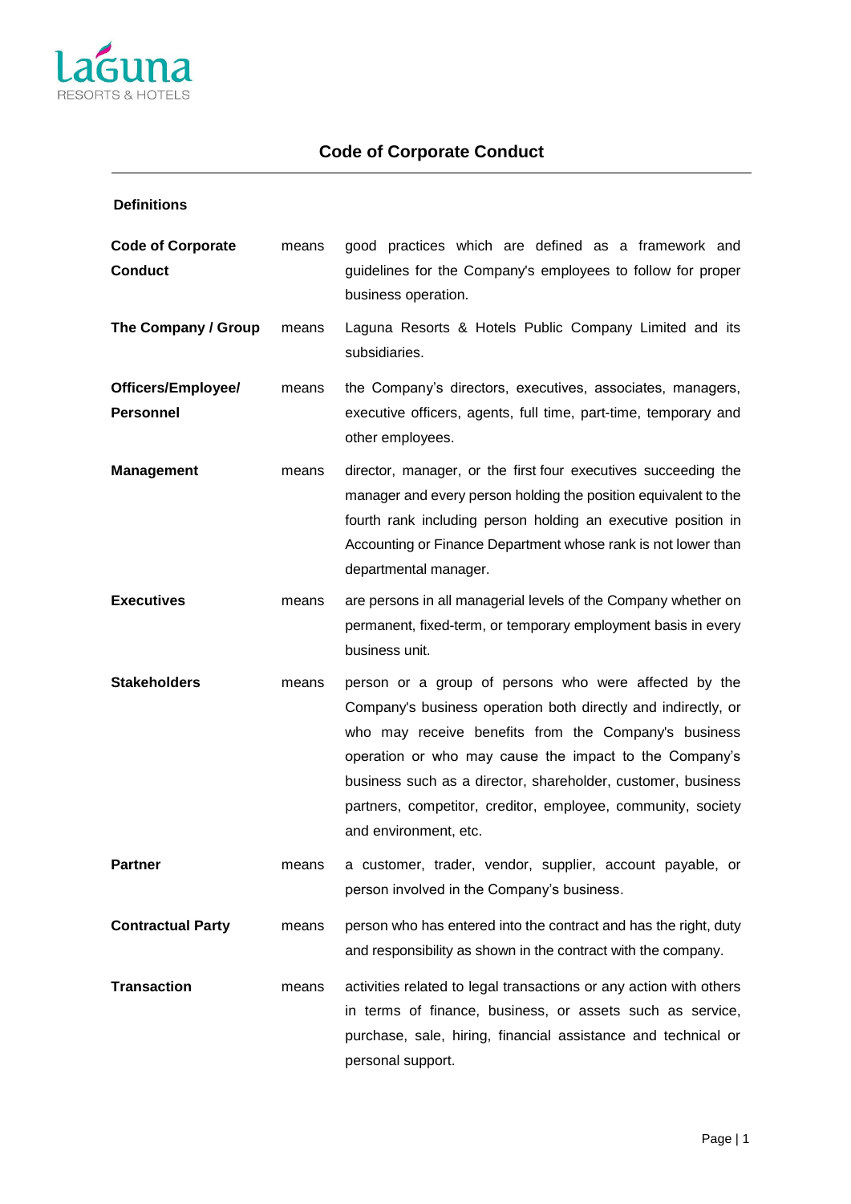# Code of Corporate Conduct

**Definitions**

| | | |
|---|---|---|
| **Code of Corporate Conduct** | means | good practices which are defined as a framework and guidelines for the Company's employees to follow for proper business operation. |
| **The Company / Group** | means | Laguna Resorts & Hotels Public Company Limited and its subsidiaries. |
| **Officers/Employee/ Personnel** | means | the Company's directors, executives, associates, managers, executive officers, agents, full time, part-time, temporary and other employees. |
| **Management** | means | director, manager, or the first four executives succeeding the manager and every person holding the position equivalent to the fourth rank including person holding an executive position in Accounting or Finance Department whose rank is not lower than departmental manager. |
| **Executives** | means | are persons in all managerial levels of the Company whether on permanent, fixed-term, or temporary employment basis in every business unit. |
| **Stakeholders** | means | person or a group of persons who were affected by the Company's business operation both directly and indirectly, or who may receive benefits from the Company's business operation or who may cause the impact to the Company's business such as a director, shareholder, customer, business partners, competitor, creditor, employee, community, society and environment, etc. |
| **Partner** | means | a customer, trader, vendor, supplier, account payable, or person involved in the Company's business. |
| **Contractual Party** | means | person who has entered into the contract and has the right, duty and responsibility as shown in the contract with the company. |
| **Transaction** | means | activities related to legal transactions or any action with others in terms of finance, business, or assets such as service, purchase, sale, hiring, financial assistance and technical or personal support. |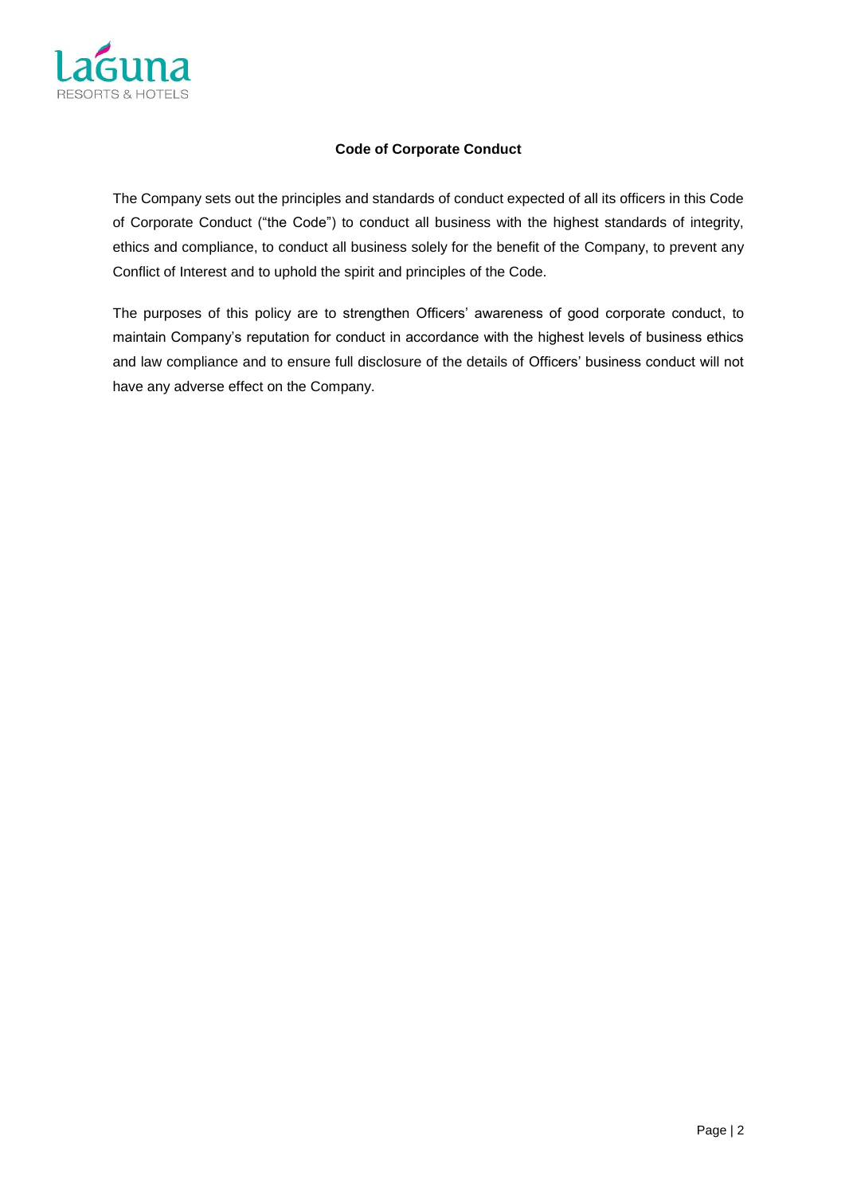## Code of Corporate Conduct

The Company sets out the principles and standards of conduct expected of all its officers in this Code of Corporate Conduct ("the Code") to conduct all business with the highest standards of integrity, ethics and compliance, to conduct all business solely for the benefit of the Company, to prevent any Conflict of Interest and to uphold the spirit and principles of the Code.

The purposes of this policy are to strengthen Officers' awareness of good corporate conduct, to maintain Company's reputation for conduct in accordance with the highest levels of business ethics and law compliance and to ensure full disclosure of the details of Officers' business conduct will not have any adverse effect on the Company.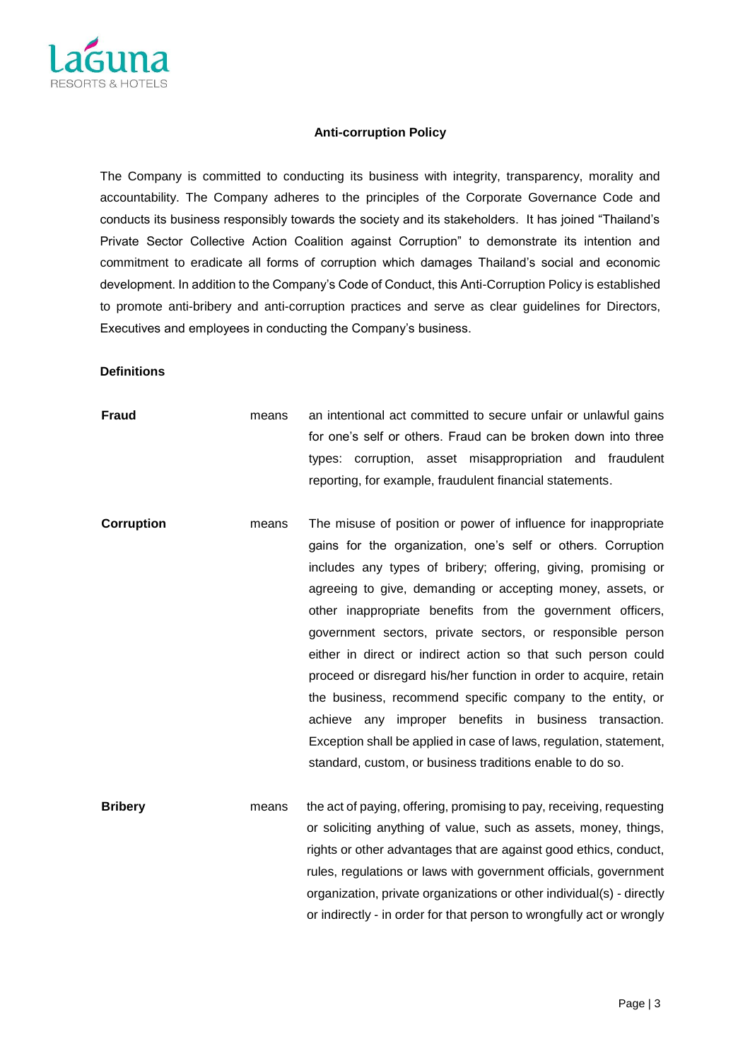## Anti-corruption Policy

The Company is committed to conducting its business with integrity, transparency, morality and accountability. The Company adheres to the principles of the Corporate Governance Code and conducts its business responsibly towards the society and its stakeholders. It has joined "Thailand's Private Sector Collective Action Coalition against Corruption" to demonstrate its intention and commitment to eradicate all forms of corruption which damages Thailand's social and economic development. In addition to the Company's Code of Conduct, this Anti-Corruption Policy is established to promote anti-bribery and anti-corruption practices and serve as clear guidelines for Directors, Executives and employees in conducting the Company's business.

### Definitions

| | | |
|---|---|---|
| **Fraud** | means | an intentional act committed to secure unfair or unlawful gains for one's self or others. Fraud can be broken down into three types: corruption, asset misappropriation and fraudulent reporting, for example, fraudulent financial statements. |
| **Corruption** | means | The misuse of position or power of influence for inappropriate gains for the organization, one's self or others. Corruption includes any types of bribery; offering, giving, promising or agreeing to give, demanding or accepting money, assets, or other inappropriate benefits from the government officers, government sectors, private sectors, or responsible person either in direct or indirect action so that such person could proceed or disregard his/her function in order to acquire, retain the business, recommend specific company to the entity, or achieve any improper benefits in business transaction. Exception shall be applied in case of laws, regulation, statement, standard, custom, or business traditions enable to do so. |
| **Bribery** | means | the act of paying, offering, promising to pay, receiving, requesting or soliciting anything of value, such as assets, money, things, rights or other advantages that are against good ethics, conduct, rules, regulations or laws with government officials, government organization, private organizations or other individual(s) - directly or indirectly - in order for that person to wrongfully act or wrongly |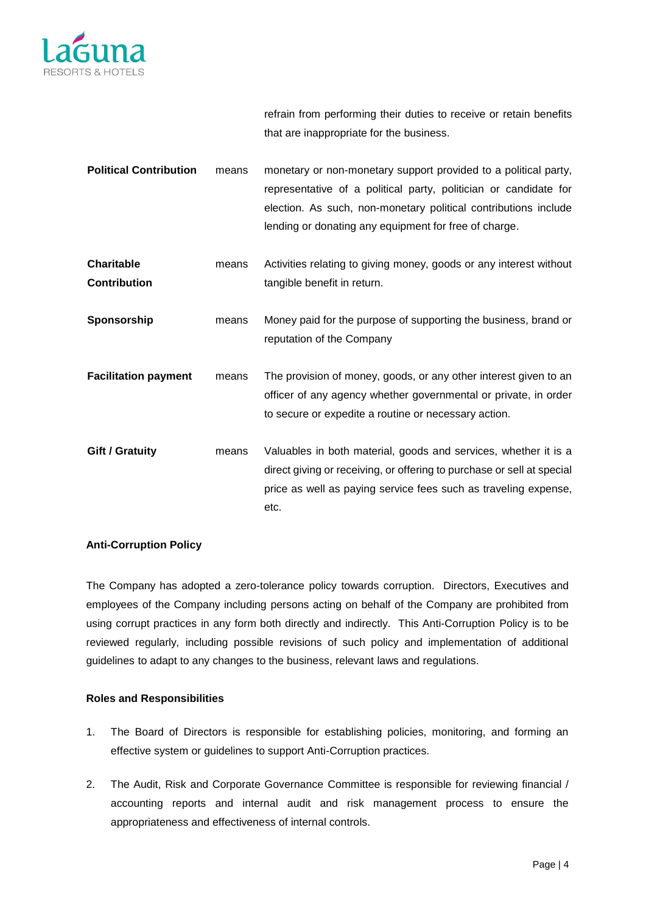refrain from performing their duties to receive or retain benefits that are inappropriate for the business.

| | | |
|---|---|---|
| **Political Contribution** | means | monetary or non-monetary support provided to a political party, representative of a political party, politician or candidate for election. As such, non-monetary political contributions include lending or donating any equipment for free of charge. |
| **Charitable Contribution** | means | Activities relating to giving money, goods or any interest without tangible benefit in return. |
| **Sponsorship** | means | Money paid for the purpose of supporting the business, brand or reputation of the Company |
| **Facilitation payment** | means | The provision of money, goods, or any other interest given to an officer of any agency whether governmental or private, in order to secure or expedite a routine or necessary action. |
| **Gift / Gratuity** | means | Valuables in both material, goods and services, whether it is a direct giving or receiving, or offering to purchase or sell at special price as well as paying service fees such as traveling expense, etc. |

**Anti-Corruption Policy**

The Company has adopted a zero-tolerance policy towards corruption. Directors, Executives and employees of the Company including persons acting on behalf of the Company are prohibited from using corrupt practices in any form both directly and indirectly. This Anti-Corruption Policy is to be reviewed regularly, including possible revisions of such policy and implementation of additional guidelines to adapt to any changes to the business, relevant laws and regulations.

**Roles and Responsibilities**

1. The Board of Directors is responsible for establishing policies, monitoring, and forming an effective system or guidelines to support Anti-Corruption practices.
2. The Audit, Risk and Corporate Governance Committee is responsible for reviewing financial / accounting reports and internal audit and risk management process to ensure the appropriateness and effectiveness of internal controls.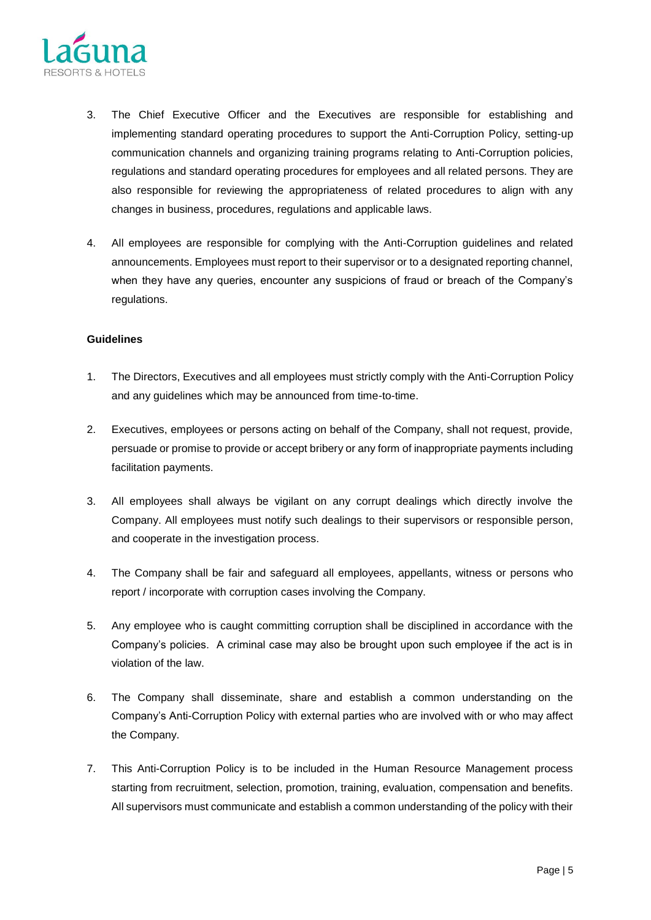3. The Chief Executive Officer and the Executives are responsible for establishing and implementing standard operating procedures to support the Anti-Corruption Policy, setting-up communication channels and organizing training programs relating to Anti-Corruption policies, regulations and standard operating procedures for employees and all related persons. They are also responsible for reviewing the appropriateness of related procedures to align with any changes in business, procedures, regulations and applicable laws.

4. All employees are responsible for complying with the Anti-Corruption guidelines and related announcements. Employees must report to their supervisor or to a designated reporting channel, when they have any queries, encounter any suspicions of fraud or breach of the Company's regulations.

**Guidelines**

1. The Directors, Executives and all employees must strictly comply with the Anti-Corruption Policy and any guidelines which may be announced from time-to-time.

2. Executives, employees or persons acting on behalf of the Company, shall not request, provide, persuade or promise to provide or accept bribery or any form of inappropriate payments including facilitation payments.

3. All employees shall always be vigilant on any corrupt dealings which directly involve the Company. All employees must notify such dealings to their supervisors or responsible person, and cooperate in the investigation process.

4. The Company shall be fair and safeguard all employees, appellants, witness or persons who report / incorporate with corruption cases involving the Company.

5. Any employee who is caught committing corruption shall be disciplined in accordance with the Company's policies. A criminal case may also be brought upon such employee if the act is in violation of the law.

6. The Company shall disseminate, share and establish a common understanding on the Company's Anti-Corruption Policy with external parties who are involved with or who may affect the Company.

7. This Anti-Corruption Policy is to be included in the Human Resource Management process starting from recruitment, selection, promotion, training, evaluation, compensation and benefits. All supervisors must communicate and establish a common understanding of the policy with their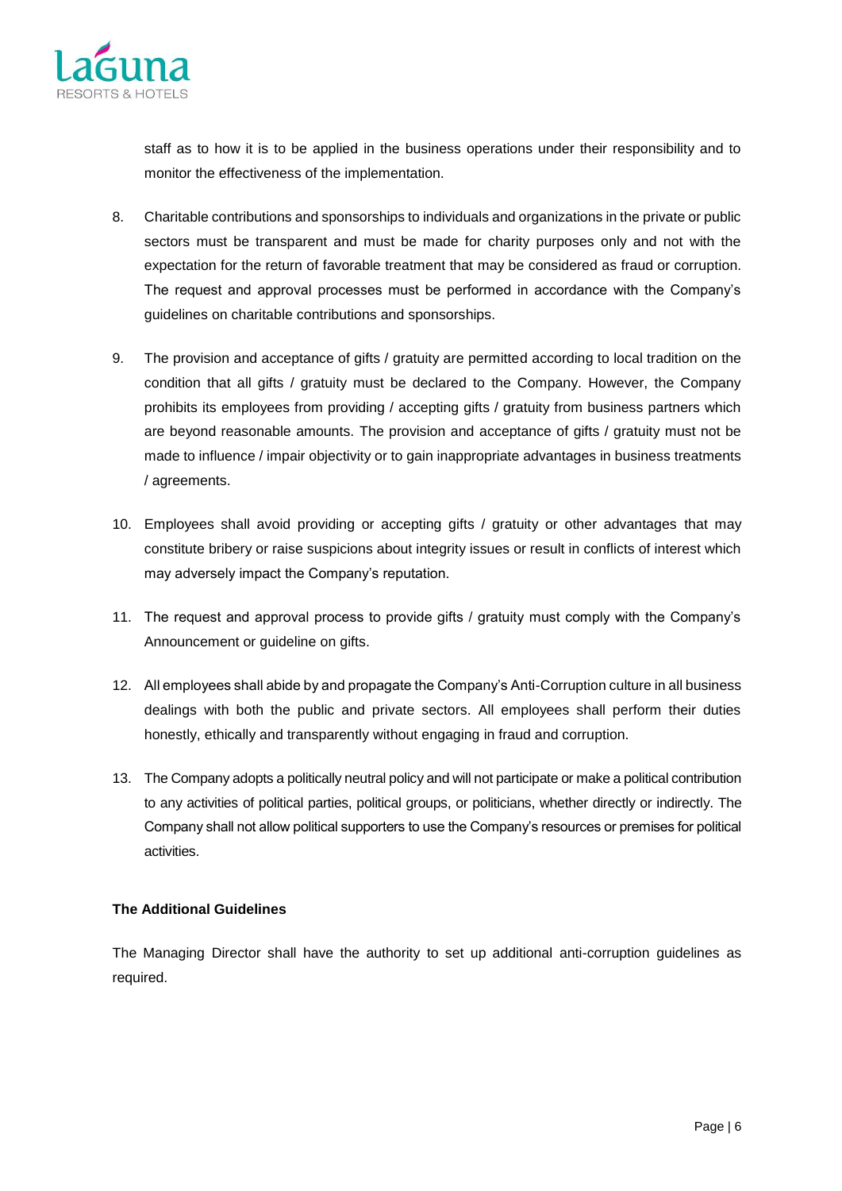staff as to how it is to be applied in the business operations under their responsibility and to monitor the effectiveness of the implementation.

8. Charitable contributions and sponsorships to individuals and organizations in the private or public sectors must be transparent and must be made for charity purposes only and not with the expectation for the return of favorable treatment that may be considered as fraud or corruption. The request and approval processes must be performed in accordance with the Company's guidelines on charitable contributions and sponsorships.

9. The provision and acceptance of gifts / gratuity are permitted according to local tradition on the condition that all gifts / gratuity must be declared to the Company. However, the Company prohibits its employees from providing / accepting gifts / gratuity from business partners which are beyond reasonable amounts. The provision and acceptance of gifts / gratuity must not be made to influence / impair objectivity or to gain inappropriate advantages in business treatments / agreements.

10. Employees shall avoid providing or accepting gifts / gratuity or other advantages that may constitute bribery or raise suspicions about integrity issues or result in conflicts of interest which may adversely impact the Company's reputation.

11. The request and approval process to provide gifts / gratuity must comply with the Company's Announcement or guideline on gifts.

12. All employees shall abide by and propagate the Company's Anti-Corruption culture in all business dealings with both the public and private sectors. All employees shall perform their duties honestly, ethically and transparently without engaging in fraud and corruption.

13. The Company adopts a politically neutral policy and will not participate or make a political contribution to any activities of political parties, political groups, or politicians, whether directly or indirectly. The Company shall not allow political supporters to use the Company's resources or premises for political activities.

**The Additional Guidelines**

The Managing Director shall have the authority to set up additional anti-corruption guidelines as required.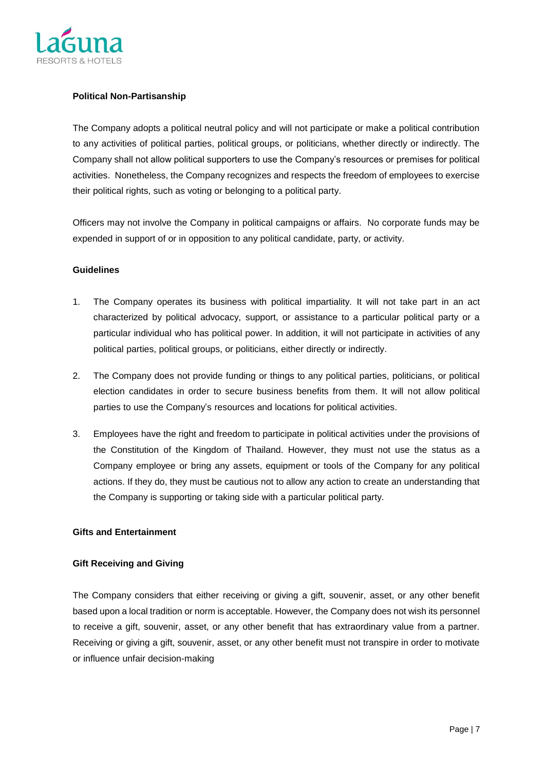**Political Non-Partisanship**

The Company adopts a political neutral policy and will not participate or make a political contribution to any activities of political parties, political groups, or politicians, whether directly or indirectly. The Company shall not allow political supporters to use the Company's resources or premises for political activities. Nonetheless, the Company recognizes and respects the freedom of employees to exercise their political rights, such as voting or belonging to a political party.

Officers may not involve the Company in political campaigns or affairs. No corporate funds may be expended in support of or in opposition to any political candidate, party, or activity.

**Guidelines**

1. The Company operates its business with political impartiality. It will not take part in an act characterized by political advocacy, support, or assistance to a particular political party or a particular individual who has political power. In addition, it will not participate in activities of any political parties, political groups, or politicians, either directly or indirectly.
2. The Company does not provide funding or things to any political parties, politicians, or political election candidates in order to secure business benefits from them. It will not allow political parties to use the Company's resources and locations for political activities.
3. Employees have the right and freedom to participate in political activities under the provisions of the Constitution of the Kingdom of Thailand. However, they must not use the status as a Company employee or bring any assets, equipment or tools of the Company for any political actions. If they do, they must be cautious not to allow any action to create an understanding that the Company is supporting or taking side with a particular political party.

**Gifts and Entertainment**

**Gift Receiving and Giving**

The Company considers that either receiving or giving a gift, souvenir, asset, or any other benefit based upon a local tradition or norm is acceptable. However, the Company does not wish its personnel to receive a gift, souvenir, asset, or any other benefit that has extraordinary value from a partner. Receiving or giving a gift, souvenir, asset, or any other benefit must not transpire in order to motivate or influence unfair decision-making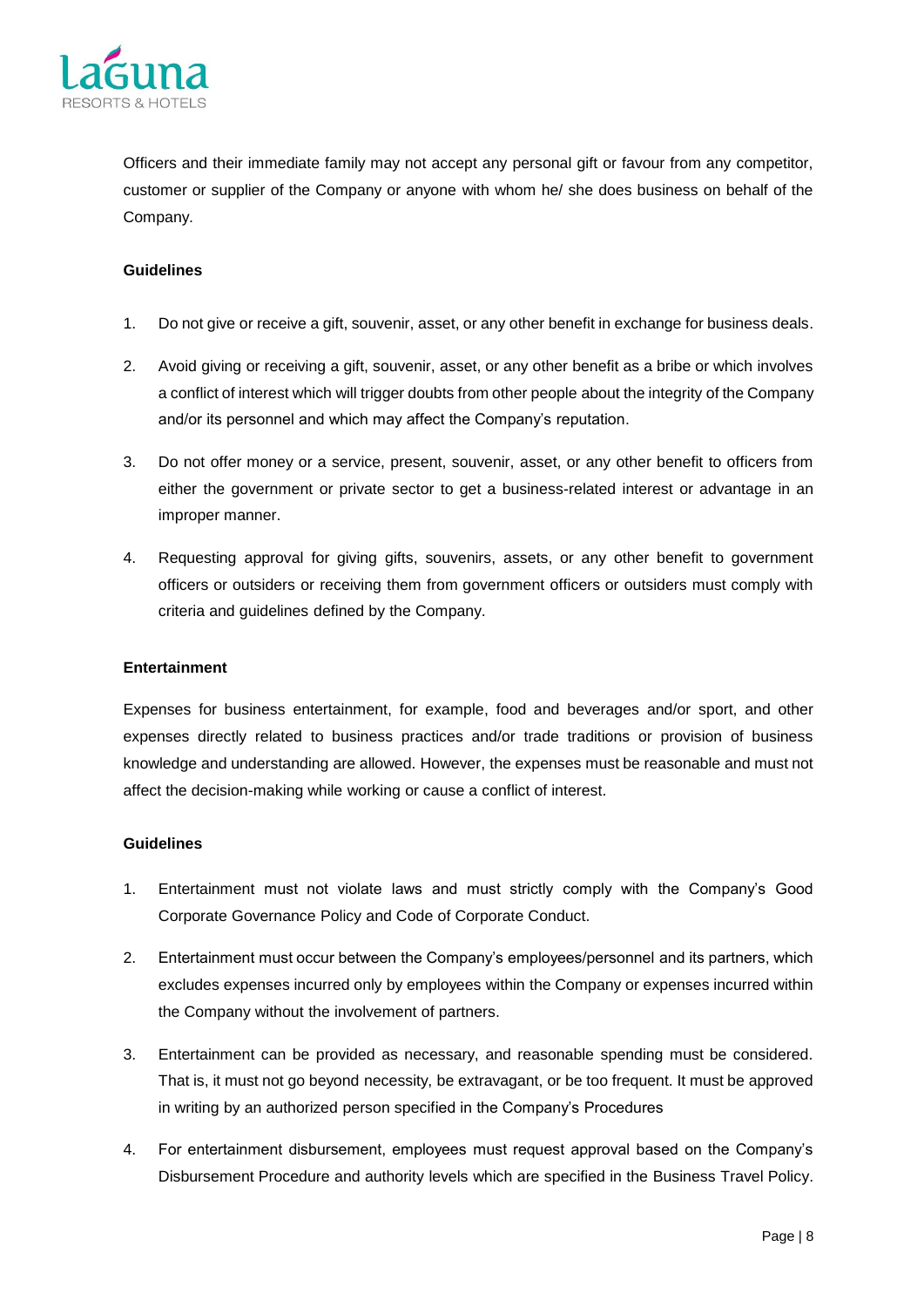Officers and their immediate family may not accept any personal gift or favour from any competitor, customer or supplier of the Company or anyone with whom he/ she does business on behalf of the Company.

**Guidelines**

1. Do not give or receive a gift, souvenir, asset, or any other benefit in exchange for business deals.
2. Avoid giving or receiving a gift, souvenir, asset, or any other benefit as a bribe or which involves a conflict of interest which will trigger doubts from other people about the integrity of the Company and/or its personnel and which may affect the Company's reputation.
3. Do not offer money or a service, present, souvenir, asset, or any other benefit to officers from either the government or private sector to get a business-related interest or advantage in an improper manner.
4. Requesting approval for giving gifts, souvenirs, assets, or any other benefit to government officers or outsiders or receiving them from government officers or outsiders must comply with criteria and guidelines defined by the Company.

**Entertainment**

Expenses for business entertainment, for example, food and beverages and/or sport, and other expenses directly related to business practices and/or trade traditions or provision of business knowledge and understanding are allowed. However, the expenses must be reasonable and must not affect the decision-making while working or cause a conflict of interest.

**Guidelines**

1. Entertainment must not violate laws and must strictly comply with the Company's Good Corporate Governance Policy and Code of Corporate Conduct.
2. Entertainment must occur between the Company's employees/personnel and its partners, which excludes expenses incurred only by employees within the Company or expenses incurred within the Company without the involvement of partners.
3. Entertainment can be provided as necessary, and reasonable spending must be considered. That is, it must not go beyond necessity, be extravagant, or be too frequent. It must be approved in writing by an authorized person specified in the Company's Procedures
4. For entertainment disbursement, employees must request approval based on the Company's Disbursement Procedure and authority levels which are specified in the Business Travel Policy.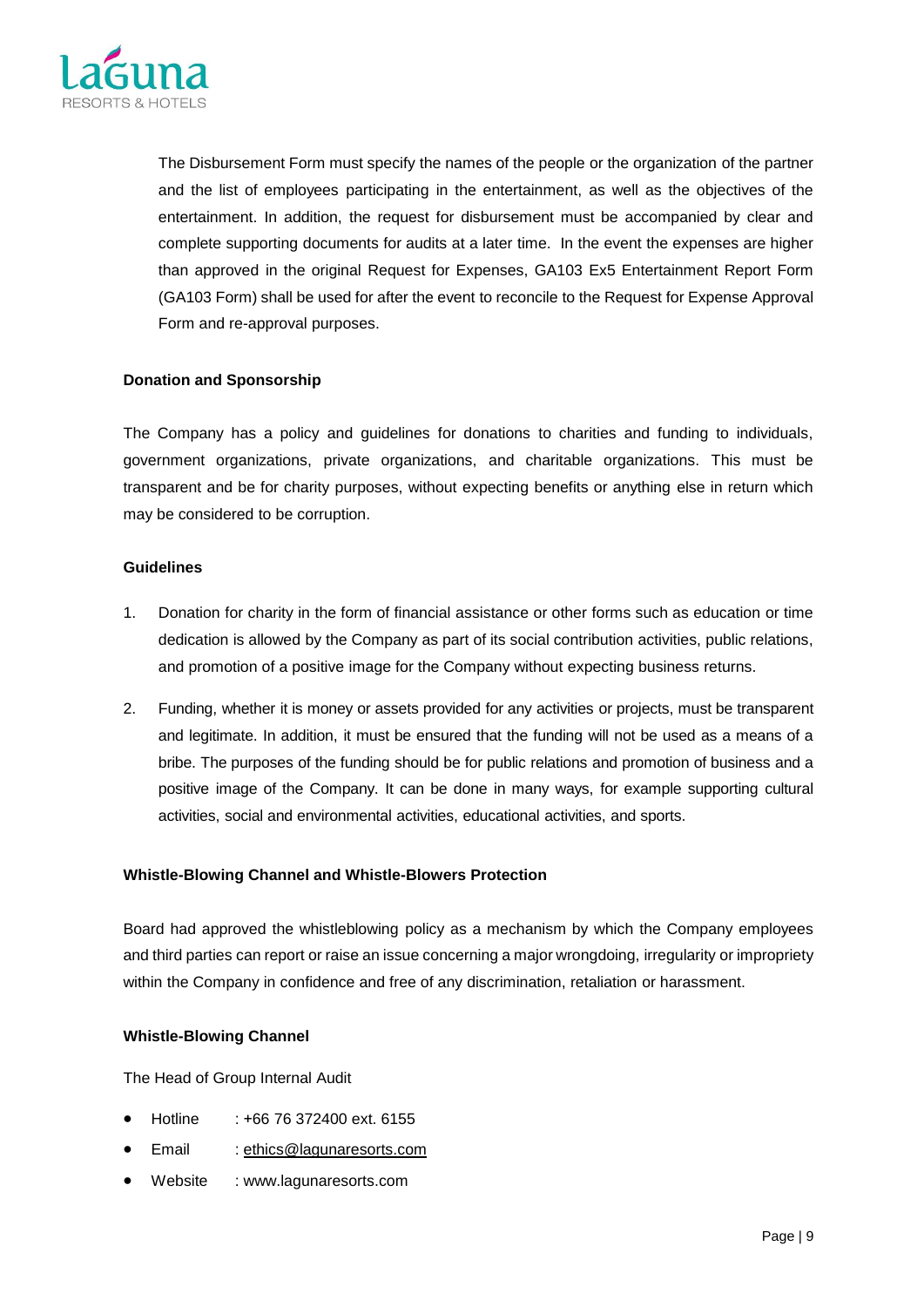The Disbursement Form must specify the names of the people or the organization of the partner and the list of employees participating in the entertainment, as well as the objectives of the entertainment. In addition, the request for disbursement must be accompanied by clear and complete supporting documents for audits at a later time. In the event the expenses are higher than approved in the original Request for Expenses, GA103 Ex5 Entertainment Report Form (GA103 Form) shall be used for after the event to reconcile to the Request for Expense Approval Form and re-approval purposes.

**Donation and Sponsorship**

The Company has a policy and guidelines for donations to charities and funding to individuals, government organizations, private organizations, and charitable organizations. This must be transparent and be for charity purposes, without expecting benefits or anything else in return which may be considered to be corruption.

**Guidelines**

1. Donation for charity in the form of financial assistance or other forms such as education or time dedication is allowed by the Company as part of its social contribution activities, public relations, and promotion of a positive image for the Company without expecting business returns.
2. Funding, whether it is money or assets provided for any activities or projects, must be transparent and legitimate. In addition, it must be ensured that the funding will not be used as a means of a bribe. The purposes of the funding should be for public relations and promotion of business and a positive image of the Company. It can be done in many ways, for example supporting cultural activities, social and environmental activities, educational activities, and sports.

**Whistle-Blowing Channel and Whistle-Blowers Protection**

Board had approved the whistleblowing policy as a mechanism by which the Company employees and third parties can report or raise an issue concerning a major wrongdoing, irregularity or impropriety within the Company in confidence and free of any discrimination, retaliation or harassment.

**Whistle-Blowing Channel**

The Head of Group Internal Audit

- Hotline : +66 76 372400 ext. 6155
- Email : ethics@lagunaresorts.com
- Website : www.lagunaresorts.com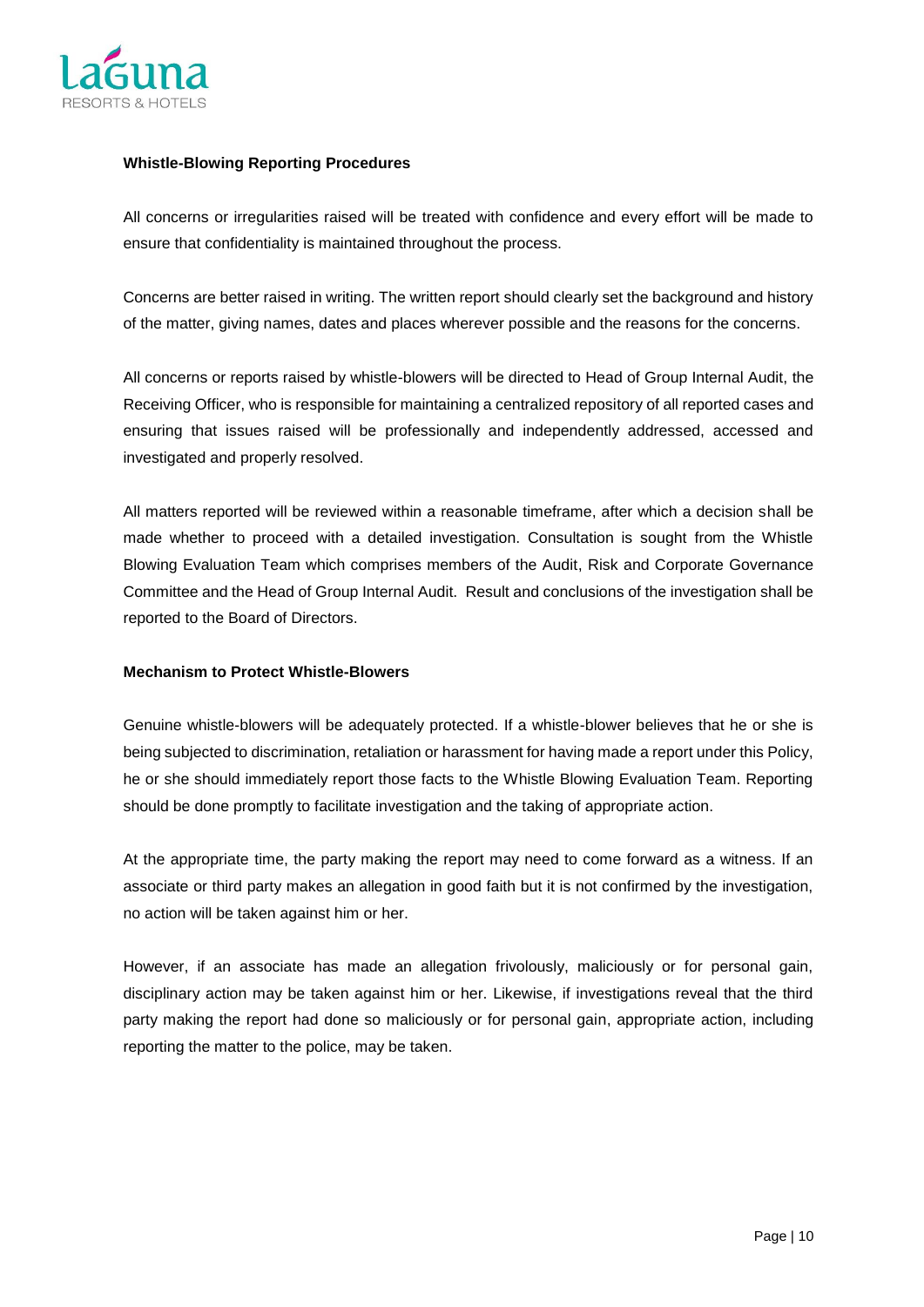**Whistle-Blowing Reporting Procedures**

All concerns or irregularities raised will be treated with confidence and every effort will be made to ensure that confidentiality is maintained throughout the process.

Concerns are better raised in writing. The written report should clearly set the background and history of the matter, giving names, dates and places wherever possible and the reasons for the concerns.

All concerns or reports raised by whistle-blowers will be directed to Head of Group Internal Audit, the Receiving Officer, who is responsible for maintaining a centralized repository of all reported cases and ensuring that issues raised will be professionally and independently addressed, accessed and investigated and properly resolved.

All matters reported will be reviewed within a reasonable timeframe, after which a decision shall be made whether to proceed with a detailed investigation. Consultation is sought from the Whistle Blowing Evaluation Team which comprises members of the Audit, Risk and Corporate Governance Committee and the Head of Group Internal Audit. Result and conclusions of the investigation shall be reported to the Board of Directors.

**Mechanism to Protect Whistle-Blowers**

Genuine whistle-blowers will be adequately protected. If a whistle-blower believes that he or she is being subjected to discrimination, retaliation or harassment for having made a report under this Policy, he or she should immediately report those facts to the Whistle Blowing Evaluation Team. Reporting should be done promptly to facilitate investigation and the taking of appropriate action.

At the appropriate time, the party making the report may need to come forward as a witness. If an associate or third party makes an allegation in good faith but it is not confirmed by the investigation, no action will be taken against him or her.

However, if an associate has made an allegation frivolously, maliciously or for personal gain, disciplinary action may be taken against him or her. Likewise, if investigations reveal that the third party making the report had done so maliciously or for personal gain, appropriate action, including reporting the matter to the police, may be taken.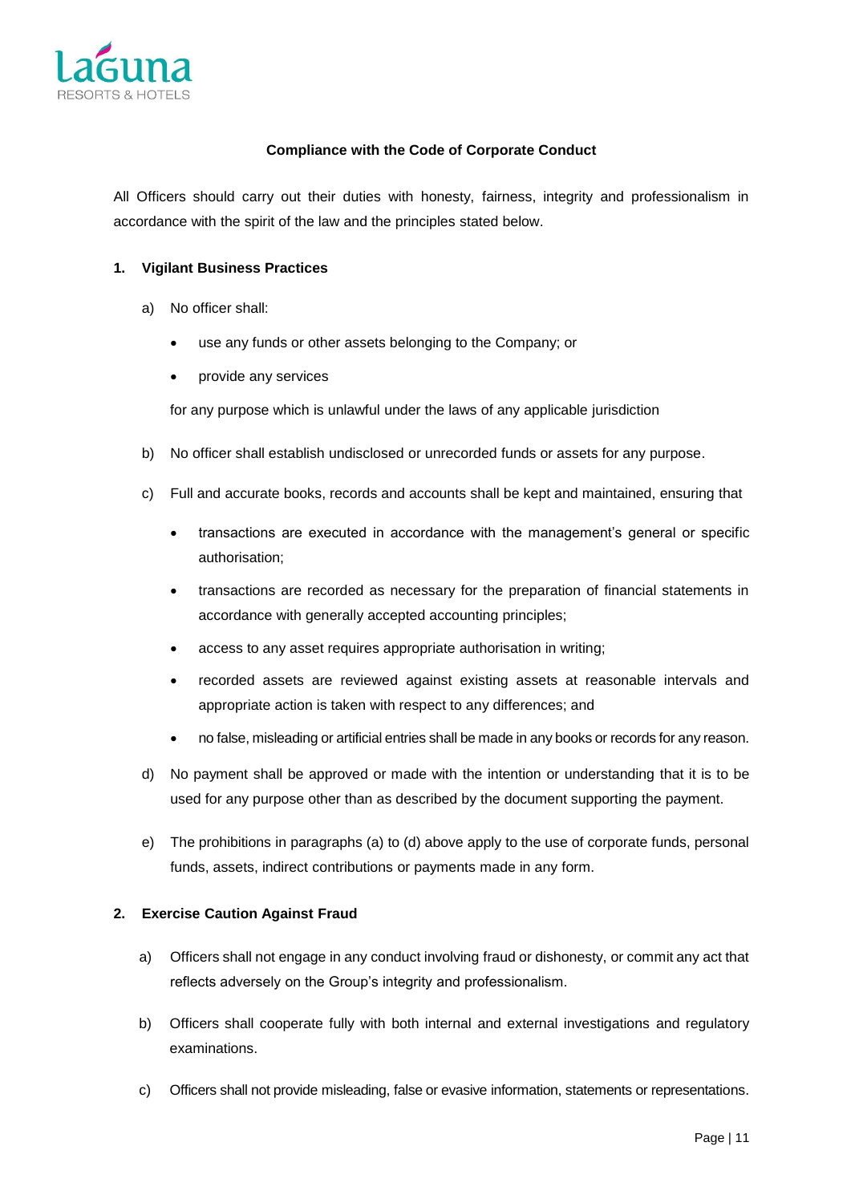**Compliance with the Code of Corporate Conduct**

All Officers should carry out their duties with honesty, fairness, integrity and professionalism in accordance with the spirit of the law and the principles stated below.

**1. Vigilant Business Practices**

a) No officer shall:

- use any funds or other assets belonging to the Company; or
- provide any services

for any purpose which is unlawful under the laws of any applicable jurisdiction

b) No officer shall establish undisclosed or unrecorded funds or assets for any purpose.

c) Full and accurate books, records and accounts shall be kept and maintained, ensuring that

- transactions are executed in accordance with the management's general or specific authorisation;
- transactions are recorded as necessary for the preparation of financial statements in accordance with generally accepted accounting principles;
- access to any asset requires appropriate authorisation in writing;
- recorded assets are reviewed against existing assets at reasonable intervals and appropriate action is taken with respect to any differences; and
- no false, misleading or artificial entries shall be made in any books or records for any reason.

d) No payment shall be approved or made with the intention or understanding that it is to be used for any purpose other than as described by the document supporting the payment.

e) The prohibitions in paragraphs (a) to (d) above apply to the use of corporate funds, personal funds, assets, indirect contributions or payments made in any form.

**2. Exercise Caution Against Fraud**

a) Officers shall not engage in any conduct involving fraud or dishonesty, or commit any act that reflects adversely on the Group's integrity and professionalism.

b) Officers shall cooperate fully with both internal and external investigations and regulatory examinations.

c) Officers shall not provide misleading, false or evasive information, statements or representations.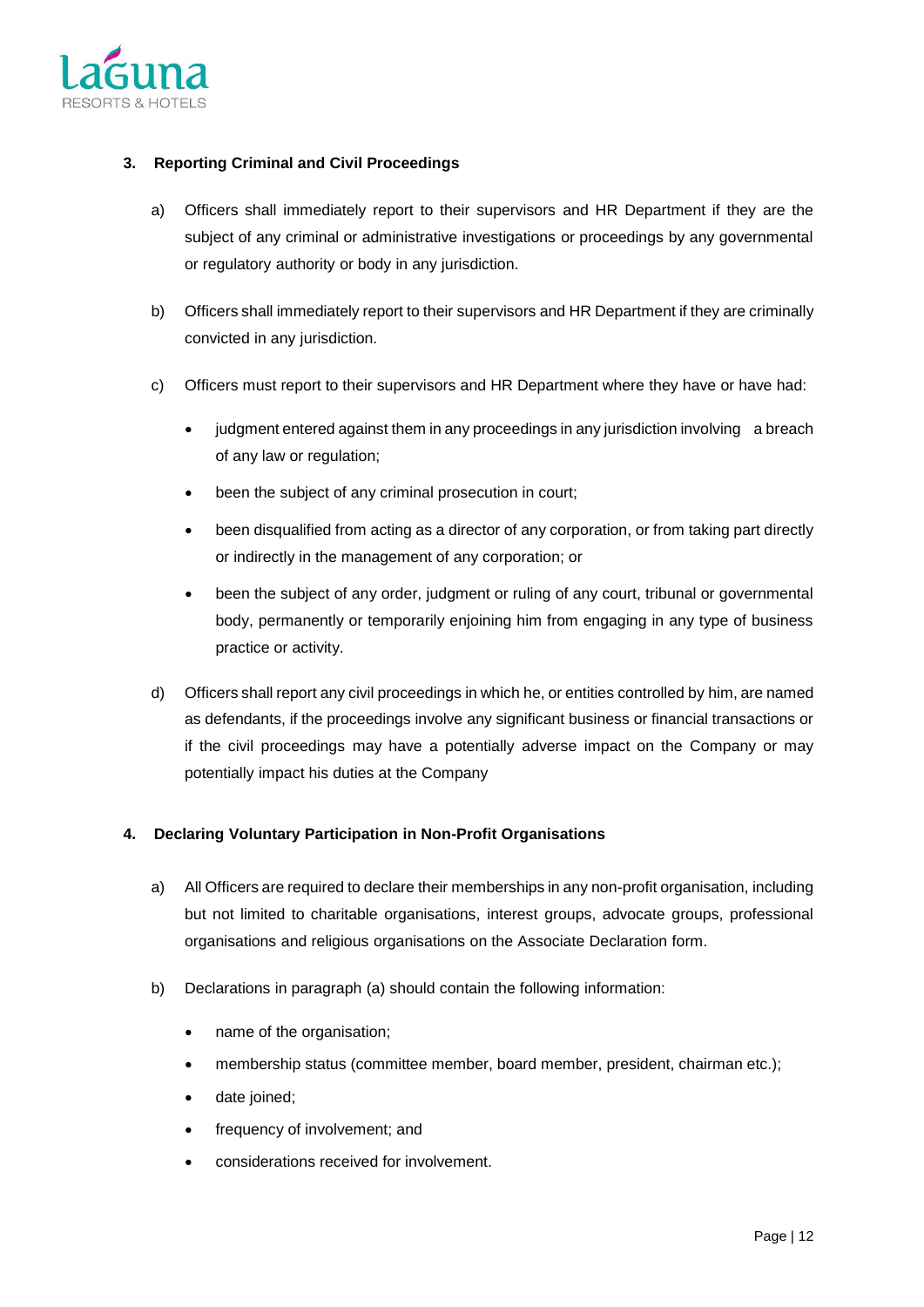## 3. Reporting Criminal and Civil Proceedings

a) Officers shall immediately report to their supervisors and HR Department if they are the subject of any criminal or administrative investigations or proceedings by any governmental or regulatory authority or body in any jurisdiction.

b) Officers shall immediately report to their supervisors and HR Department if they are criminally convicted in any jurisdiction.

c) Officers must report to their supervisors and HR Department where they have or have had:

- judgment entered against them in any proceedings in any jurisdiction involving a breach of any law or regulation;
- been the subject of any criminal prosecution in court;
- been disqualified from acting as a director of any corporation, or from taking part directly or indirectly in the management of any corporation; or
- been the subject of any order, judgment or ruling of any court, tribunal or governmental body, permanently or temporarily enjoining him from engaging in any type of business practice or activity.

d) Officers shall report any civil proceedings in which he, or entities controlled by him, are named as defendants, if the proceedings involve any significant business or financial transactions or if the civil proceedings may have a potentially adverse impact on the Company or may potentially impact his duties at the Company

## 4. Declaring Voluntary Participation in Non-Profit Organisations

a) All Officers are required to declare their memberships in any non-profit organisation, including but not limited to charitable organisations, interest groups, advocate groups, professional organisations and religious organisations on the Associate Declaration form.

b) Declarations in paragraph (a) should contain the following information:

- name of the organisation;
- membership status (committee member, board member, president, chairman etc.);
- date joined;
- frequency of involvement; and
- considerations received for involvement.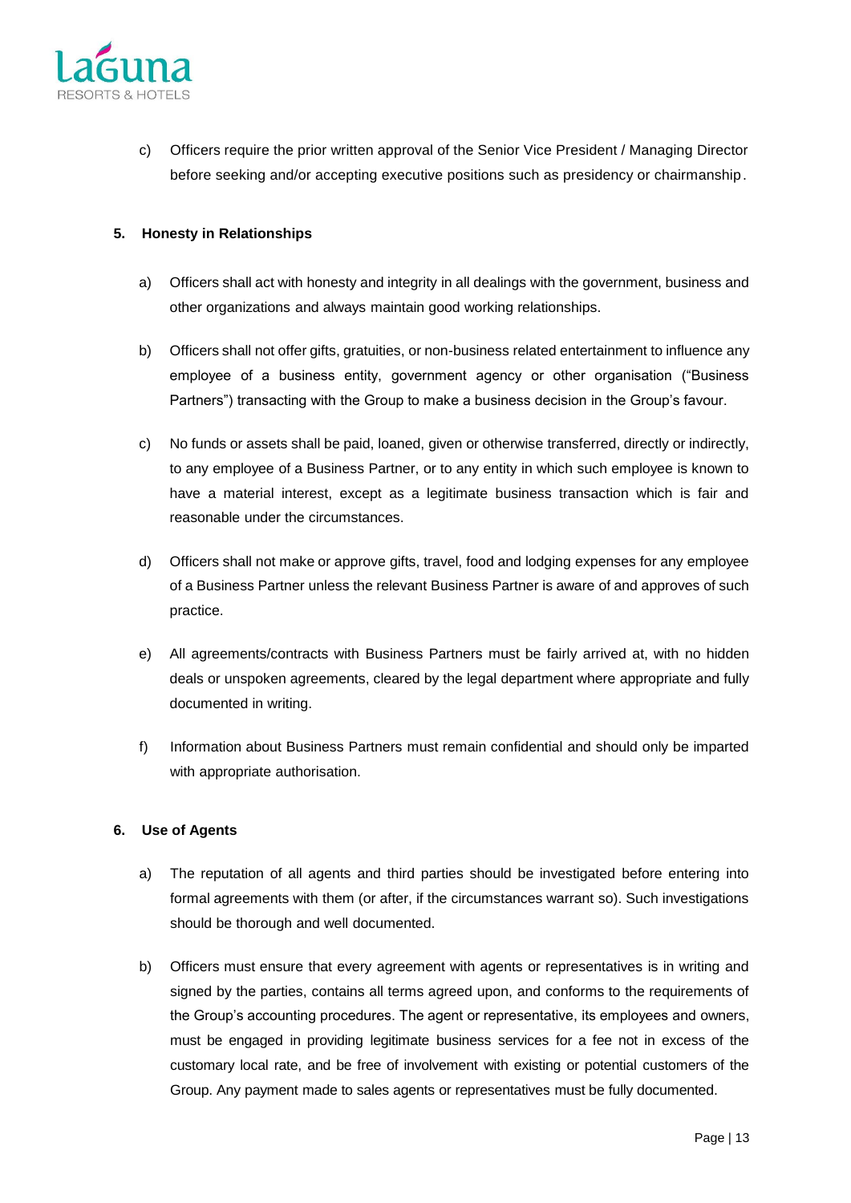c) Officers require the prior written approval of the Senior Vice President / Managing Director before seeking and/or accepting executive positions such as presidency or chairmanship.

**5. Honesty in Relationships**

a) Officers shall act with honesty and integrity in all dealings with the government, business and other organizations and always maintain good working relationships.

b) Officers shall not offer gifts, gratuities, or non-business related entertainment to influence any employee of a business entity, government agency or other organisation ("Business Partners") transacting with the Group to make a business decision in the Group's favour.

c) No funds or assets shall be paid, loaned, given or otherwise transferred, directly or indirectly, to any employee of a Business Partner, or to any entity in which such employee is known to have a material interest, except as a legitimate business transaction which is fair and reasonable under the circumstances.

d) Officers shall not make or approve gifts, travel, food and lodging expenses for any employee of a Business Partner unless the relevant Business Partner is aware of and approves of such practice.

e) All agreements/contracts with Business Partners must be fairly arrived at, with no hidden deals or unspoken agreements, cleared by the legal department where appropriate and fully documented in writing.

f) Information about Business Partners must remain confidential and should only be imparted with appropriate authorisation.

**6. Use of Agents**

a) The reputation of all agents and third parties should be investigated before entering into formal agreements with them (or after, if the circumstances warrant so). Such investigations should be thorough and well documented.

b) Officers must ensure that every agreement with agents or representatives is in writing and signed by the parties, contains all terms agreed upon, and conforms to the requirements of the Group's accounting procedures. The agent or representative, its employees and owners, must be engaged in providing legitimate business services for a fee not in excess of the customary local rate, and be free of involvement with existing or potential customers of the Group. Any payment made to sales agents or representatives must be fully documented.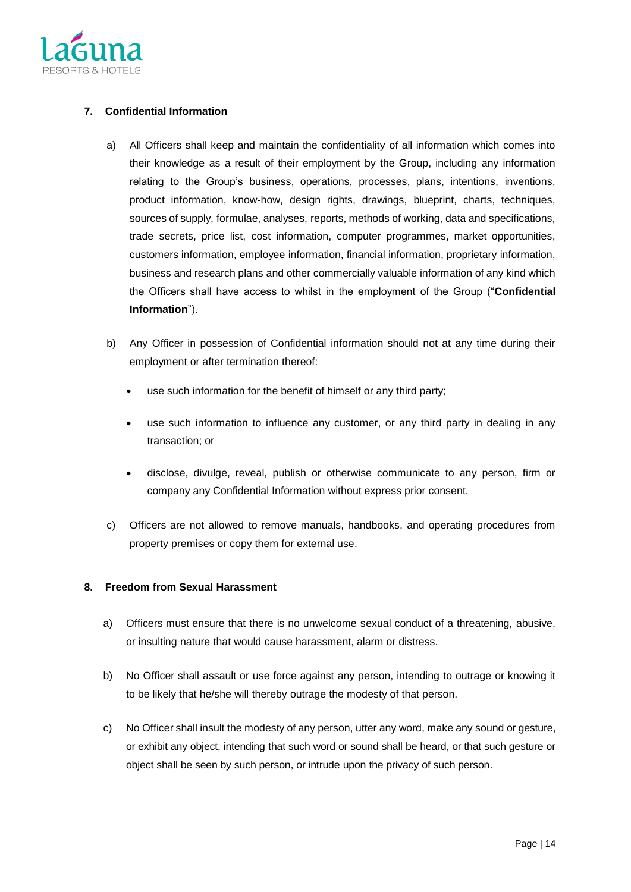## 7. Confidential Information

a) All Officers shall keep and maintain the confidentiality of all information which comes into their knowledge as a result of their employment by the Group, including any information relating to the Group's business, operations, processes, plans, intentions, inventions, product information, know-how, design rights, drawings, blueprint, charts, techniques, sources of supply, formulae, analyses, reports, methods of working, data and specifications, trade secrets, price list, cost information, computer programmes, market opportunities, customers information, employee information, financial information, proprietary information, business and research plans and other commercially valuable information of any kind which the Officers shall have access to whilst in the employment of the Group ("**Confidential Information**").

b) Any Officer in possession of Confidential information should not at any time during their employment or after termination thereof:

- use such information for the benefit of himself or any third party;
- use such information to influence any customer, or any third party in dealing in any transaction; or
- disclose, divulge, reveal, publish or otherwise communicate to any person, firm or company any Confidential Information without express prior consent.

c) Officers are not allowed to remove manuals, handbooks, and operating procedures from property premises or copy them for external use.

## 8. Freedom from Sexual Harassment

a) Officers must ensure that there is no unwelcome sexual conduct of a threatening, abusive, or insulting nature that would cause harassment, alarm or distress.

b) No Officer shall assault or use force against any person, intending to outrage or knowing it to be likely that he/she will thereby outrage the modesty of that person.

c) No Officer shall insult the modesty of any person, utter any word, make any sound or gesture, or exhibit any object, intending that such word or sound shall be heard, or that such gesture or object shall be seen by such person, or intrude upon the privacy of such person.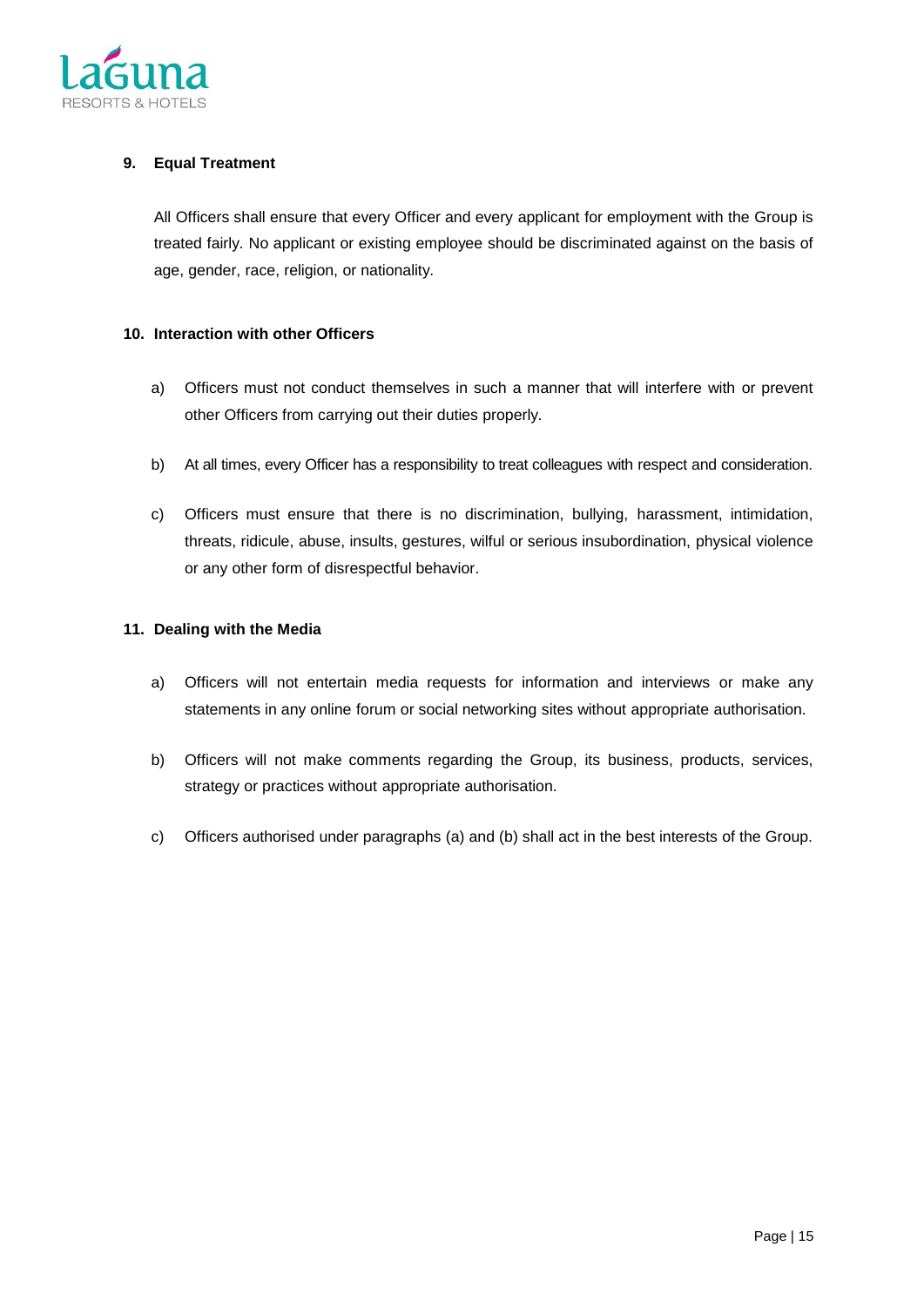### 9. Equal Treatment

All Officers shall ensure that every Officer and every applicant for employment with the Group is treated fairly. No applicant or existing employee should be discriminated against on the basis of age, gender, race, religion, or nationality.

### 10. Interaction with other Officers

a) Officers must not conduct themselves in such a manner that will interfere with or prevent other Officers from carrying out their duties properly.

b) At all times, every Officer has a responsibility to treat colleagues with respect and consideration.

c) Officers must ensure that there is no discrimination, bullying, harassment, intimidation, threats, ridicule, abuse, insults, gestures, wilful or serious insubordination, physical violence or any other form of disrespectful behavior.

### 11. Dealing with the Media

a) Officers will not entertain media requests for information and interviews or make any statements in any online forum or social networking sites without appropriate authorisation.

b) Officers will not make comments regarding the Group, its business, products, services, strategy or practices without appropriate authorisation.

c) Officers authorised under paragraphs (a) and (b) shall act in the best interests of the Group.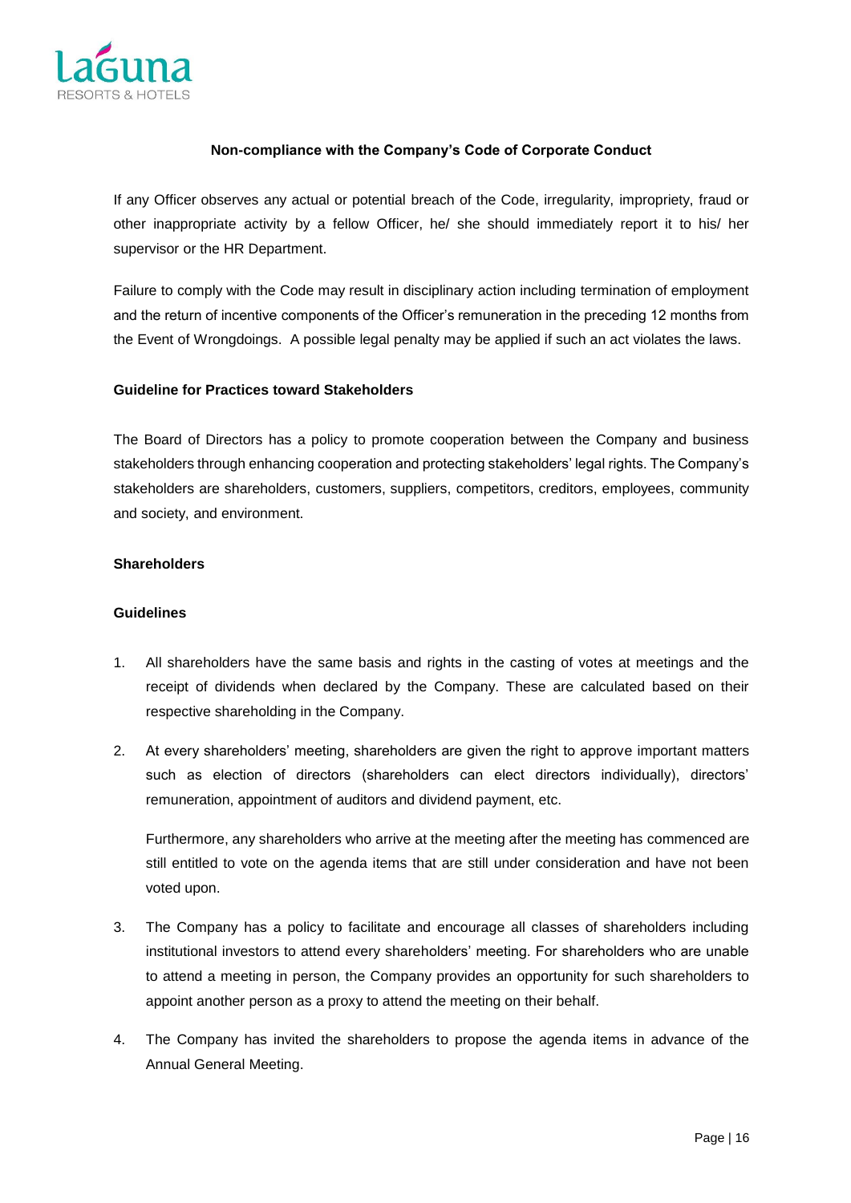**Non-compliance with the Company's Code of Corporate Conduct**

If any Officer observes any actual or potential breach of the Code, irregularity, impropriety, fraud or other inappropriate activity by a fellow Officer, he/ she should immediately report it to his/ her supervisor or the HR Department.

Failure to comply with the Code may result in disciplinary action including termination of employment and the return of incentive components of the Officer's remuneration in the preceding 12 months from the Event of Wrongdoings. A possible legal penalty may be applied if such an act violates the laws.

**Guideline for Practices toward Stakeholders**

The Board of Directors has a policy to promote cooperation between the Company and business stakeholders through enhancing cooperation and protecting stakeholders' legal rights. The Company's stakeholders are shareholders, customers, suppliers, competitors, creditors, employees, community and society, and environment.

**Shareholders**

**Guidelines**

1. All shareholders have the same basis and rights in the casting of votes at meetings and the receipt of dividends when declared by the Company. These are calculated based on their respective shareholding in the Company.

2. At every shareholders' meeting, shareholders are given the right to approve important matters such as election of directors (shareholders can elect directors individually), directors' remuneration, appointment of auditors and dividend payment, etc.

   Furthermore, any shareholders who arrive at the meeting after the meeting has commenced are still entitled to vote on the agenda items that are still under consideration and have not been voted upon.

3. The Company has a policy to facilitate and encourage all classes of shareholders including institutional investors to attend every shareholders' meeting. For shareholders who are unable to attend a meeting in person, the Company provides an opportunity for such shareholders to appoint another person as a proxy to attend the meeting on their behalf.

4. The Company has invited the shareholders to propose the agenda items in advance of the Annual General Meeting.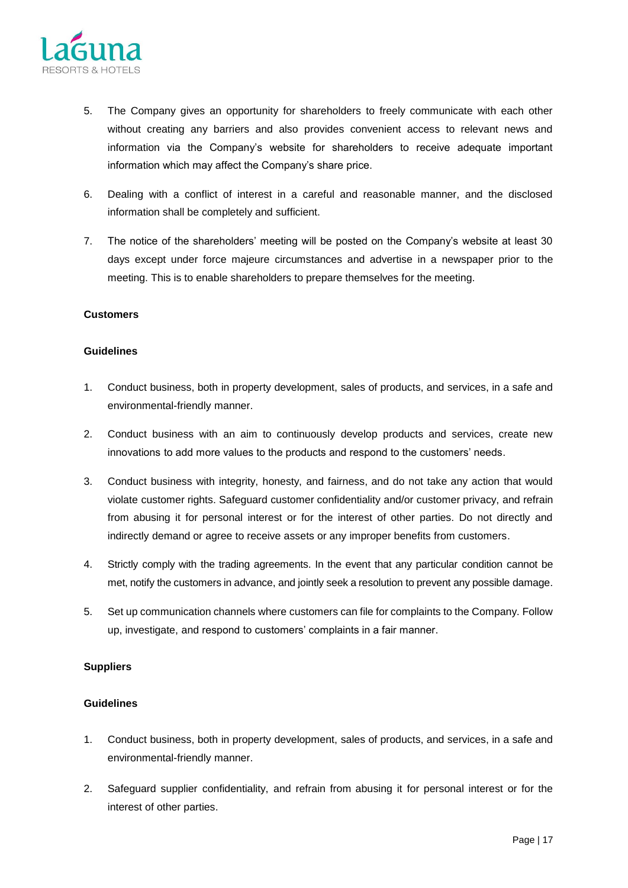5. The Company gives an opportunity for shareholders to freely communicate with each other without creating any barriers and also provides convenient access to relevant news and information via the Company's website for shareholders to receive adequate important information which may affect the Company's share price.

6. Dealing with a conflict of interest in a careful and reasonable manner, and the disclosed information shall be completely and sufficient.

7. The notice of the shareholders' meeting will be posted on the Company's website at least 30 days except under force majeure circumstances and advertise in a newspaper prior to the meeting. This is to enable shareholders to prepare themselves for the meeting.

**Customers**

**Guidelines**

1. Conduct business, both in property development, sales of products, and services, in a safe and environmental-friendly manner.

2. Conduct business with an aim to continuously develop products and services, create new innovations to add more values to the products and respond to the customers' needs.

3. Conduct business with integrity, honesty, and fairness, and do not take any action that would violate customer rights. Safeguard customer confidentiality and/or customer privacy, and refrain from abusing it for personal interest or for the interest of other parties. Do not directly and indirectly demand or agree to receive assets or any improper benefits from customers.

4. Strictly comply with the trading agreements. In the event that any particular condition cannot be met, notify the customers in advance, and jointly seek a resolution to prevent any possible damage.

5. Set up communication channels where customers can file for complaints to the Company. Follow up, investigate, and respond to customers' complaints in a fair manner.

**Suppliers**

**Guidelines**

1. Conduct business, both in property development, sales of products, and services, in a safe and environmental-friendly manner.

2. Safeguard supplier confidentiality, and refrain from abusing it for personal interest or for the interest of other parties.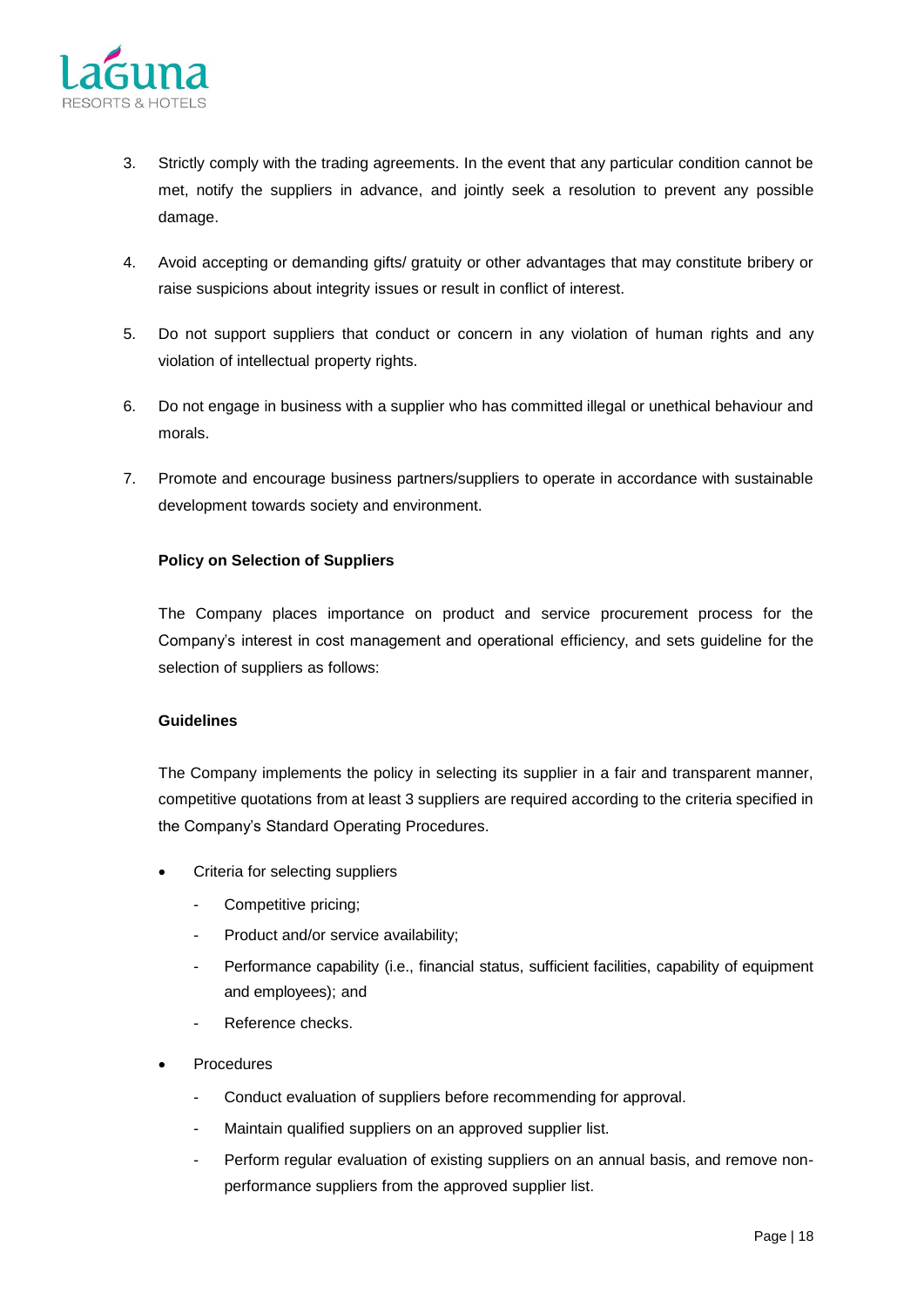3. Strictly comply with the trading agreements. In the event that any particular condition cannot be met, notify the suppliers in advance, and jointly seek a resolution to prevent any possible damage.

4. Avoid accepting or demanding gifts/ gratuity or other advantages that may constitute bribery or raise suspicions about integrity issues or result in conflict of interest.

5. Do not support suppliers that conduct or concern in any violation of human rights and any violation of intellectual property rights.

6. Do not engage in business with a supplier who has committed illegal or unethical behaviour and morals.

7. Promote and encourage business partners/suppliers to operate in accordance with sustainable development towards society and environment.

**Policy on Selection of Suppliers**

The Company places importance on product and service procurement process for the Company's interest in cost management and operational efficiency, and sets guideline for the selection of suppliers as follows:

**Guidelines**

The Company implements the policy in selecting its supplier in a fair and transparent manner, competitive quotations from at least 3 suppliers are required according to the criteria specified in the Company's Standard Operating Procedures.

- Criteria for selecting suppliers
  - Competitive pricing;
  - Product and/or service availability;
  - Performance capability (i.e., financial status, sufficient facilities, capability of equipment and employees); and
  - Reference checks.
- Procedures
  - Conduct evaluation of suppliers before recommending for approval.
  - Maintain qualified suppliers on an approved supplier list.
  - Perform regular evaluation of existing suppliers on an annual basis, and remove non-performance suppliers from the approved supplier list.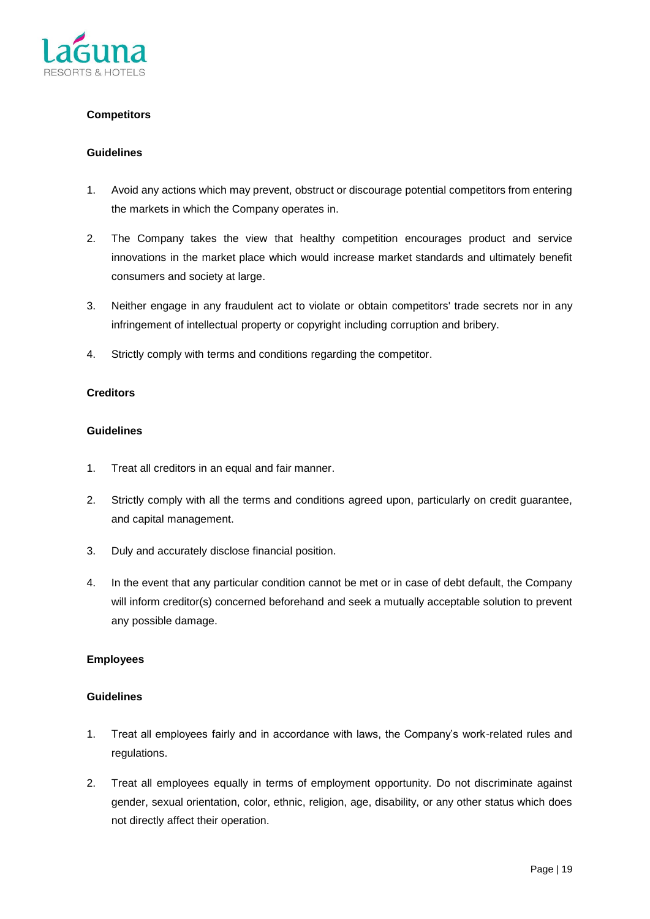**Competitors**

**Guidelines**

1. Avoid any actions which may prevent, obstruct or discourage potential competitors from entering the markets in which the Company operates in.
2. The Company takes the view that healthy competition encourages product and service innovations in the market place which would increase market standards and ultimately benefit consumers and society at large.
3. Neither engage in any fraudulent act to violate or obtain competitors' trade secrets nor in any infringement of intellectual property or copyright including corruption and bribery.
4. Strictly comply with terms and conditions regarding the competitor.

**Creditors**

**Guidelines**

1. Treat all creditors in an equal and fair manner.
2. Strictly comply with all the terms and conditions agreed upon, particularly on credit guarantee, and capital management.
3. Duly and accurately disclose financial position.
4. In the event that any particular condition cannot be met or in case of debt default, the Company will inform creditor(s) concerned beforehand and seek a mutually acceptable solution to prevent any possible damage.

**Employees**

**Guidelines**

1. Treat all employees fairly and in accordance with laws, the Company's work-related rules and regulations.
2. Treat all employees equally in terms of employment opportunity. Do not discriminate against gender, sexual orientation, color, ethnic, religion, age, disability, or any other status which does not directly affect their operation.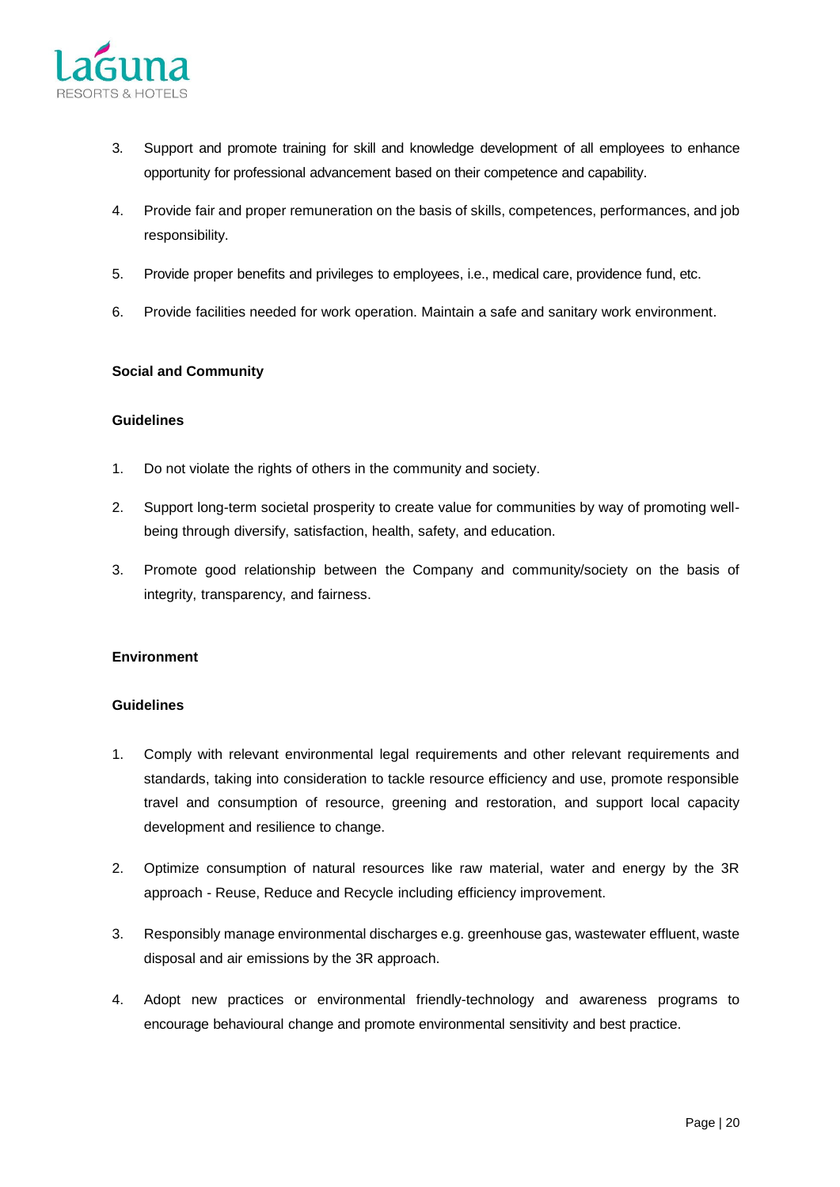3. Support and promote training for skill and knowledge development of all employees to enhance opportunity for professional advancement based on their competence and capability.

4. Provide fair and proper remuneration on the basis of skills, competences, performances, and job responsibility.

5. Provide proper benefits and privileges to employees, i.e., medical care, providence fund, etc.

6. Provide facilities needed for work operation. Maintain a safe and sanitary work environment.

**Social and Community**

**Guidelines**

1. Do not violate the rights of others in the community and society.

2. Support long-term societal prosperity to create value for communities by way of promoting well-being through diversify, satisfaction, health, safety, and education.

3. Promote good relationship between the Company and community/society on the basis of integrity, transparency, and fairness.

**Environment**

**Guidelines**

1. Comply with relevant environmental legal requirements and other relevant requirements and standards, taking into consideration to tackle resource efficiency and use, promote responsible travel and consumption of resource, greening and restoration, and support local capacity development and resilience to change.

2. Optimize consumption of natural resources like raw material, water and energy by the 3R approach - Reuse, Reduce and Recycle including efficiency improvement.

3. Responsibly manage environmental discharges e.g. greenhouse gas, wastewater effluent, waste disposal and air emissions by the 3R approach.

4. Adopt new practices or environmental friendly-technology and awareness programs to encourage behavioural change and promote environmental sensitivity and best practice.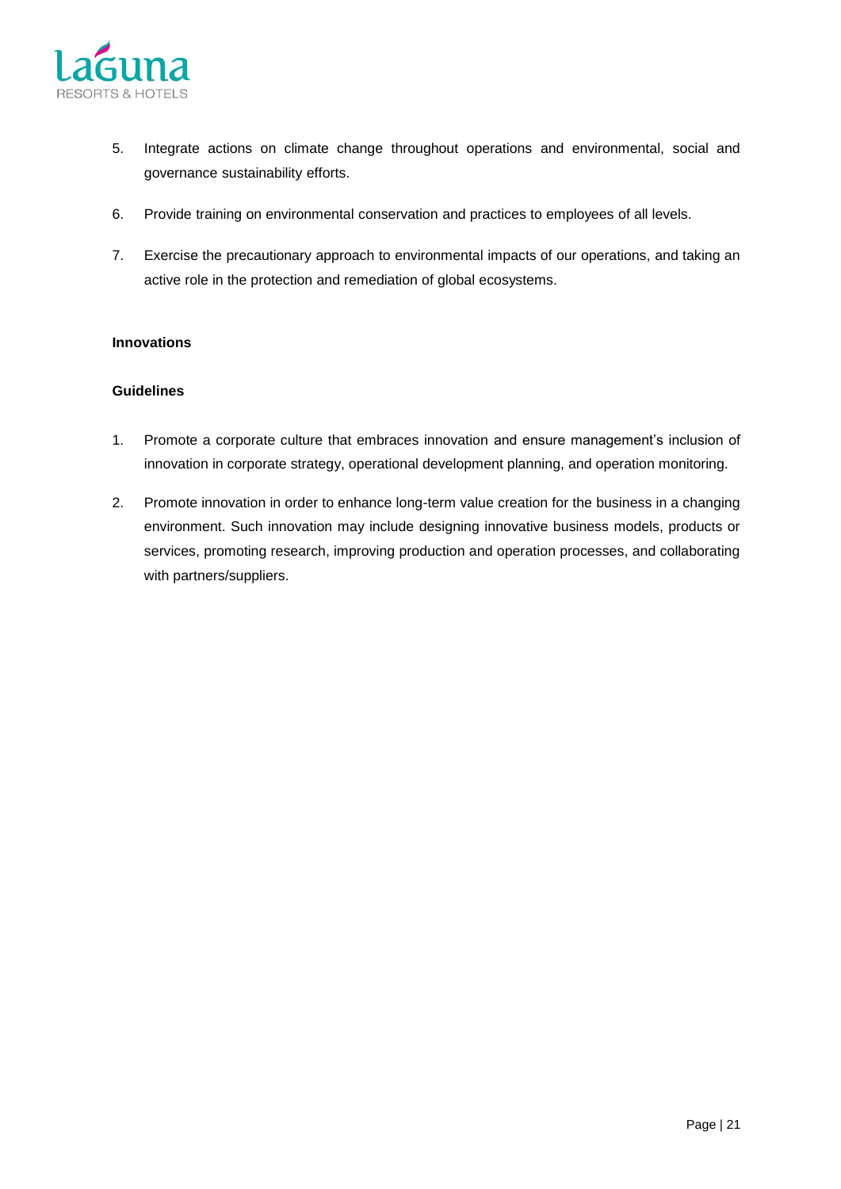5. Integrate actions on climate change throughout operations and environmental, social and governance sustainability efforts.
6. Provide training on environmental conservation and practices to employees of all levels.
7. Exercise the precautionary approach to environmental impacts of our operations, and taking an active role in the protection and remediation of global ecosystems.

**Innovations**

**Guidelines**

1. Promote a corporate culture that embraces innovation and ensure management's inclusion of innovation in corporate strategy, operational development planning, and operation monitoring.
2. Promote innovation in order to enhance long-term value creation for the business in a changing environment. Such innovation may include designing innovative business models, products or services, promoting research, improving production and operation processes, and collaborating with partners/suppliers.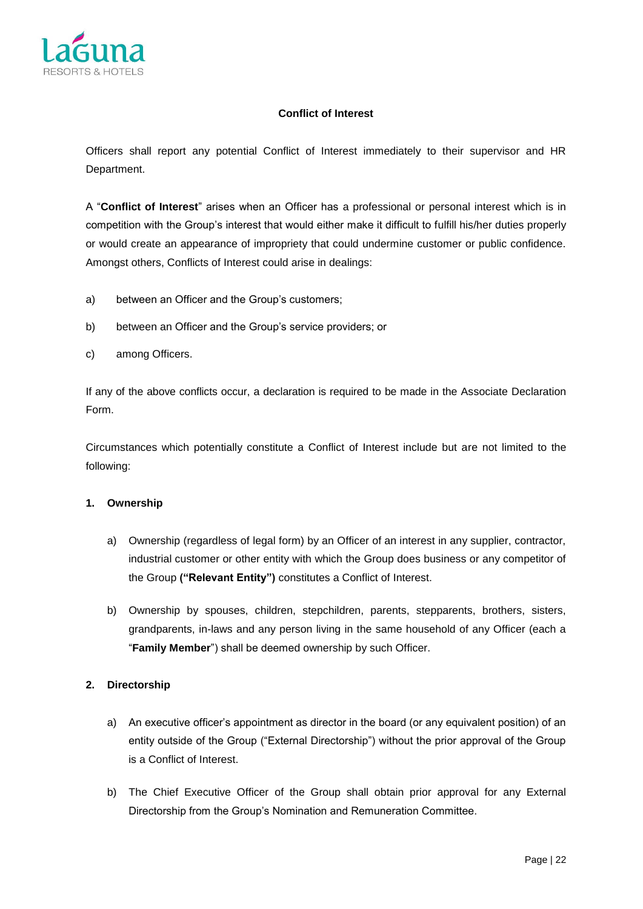## Conflict of Interest

Officers shall report any potential Conflict of Interest immediately to their supervisor and HR Department.

A "**Conflict of Interest**" arises when an Officer has a professional or personal interest which is in competition with the Group's interest that would either make it difficult to fulfill his/her duties properly or would create an appearance of impropriety that could undermine customer or public confidence. Amongst others, Conflicts of Interest could arise in dealings:

a) between an Officer and the Group's customers;

b) between an Officer and the Group's service providers; or

c) among Officers.

If any of the above conflicts occur, a declaration is required to be made in the Associate Declaration Form.

Circumstances which potentially constitute a Conflict of Interest include but are not limited to the following:

### 1. Ownership

a) Ownership (regardless of legal form) by an Officer of an interest in any supplier, contractor, industrial customer or other entity with which the Group does business or any competitor of the Group **("Relevant Entity")** constitutes a Conflict of Interest.

b) Ownership by spouses, children, stepchildren, parents, stepparents, brothers, sisters, grandparents, in-laws and any person living in the same household of any Officer (each a "**Family Member**") shall be deemed ownership by such Officer.

### 2. Directorship

a) An executive officer's appointment as director in the board (or any equivalent position) of an entity outside of the Group ("External Directorship") without the prior approval of the Group is a Conflict of Interest.

b) The Chief Executive Officer of the Group shall obtain prior approval for any External Directorship from the Group's Nomination and Remuneration Committee.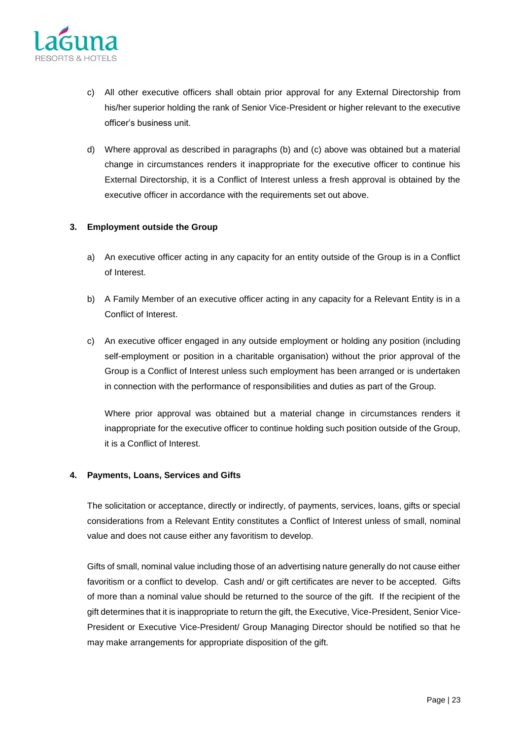c) All other executive officers shall obtain prior approval for any External Directorship from his/her superior holding the rank of Senior Vice-President or higher relevant to the executive officer's business unit.

d) Where approval as described in paragraphs (b) and (c) above was obtained but a material change in circumstances renders it inappropriate for the executive officer to continue his External Directorship, it is a Conflict of Interest unless a fresh approval is obtained by the executive officer in accordance with the requirements set out above.

**3. Employment outside the Group**

a) An executive officer acting in any capacity for an entity outside of the Group is in a Conflict of Interest.

b) A Family Member of an executive officer acting in any capacity for a Relevant Entity is in a Conflict of Interest.

c) An executive officer engaged in any outside employment or holding any position (including self-employment or position in a charitable organisation) without the prior approval of the Group is a Conflict of Interest unless such employment has been arranged or is undertaken in connection with the performance of responsibilities and duties as part of the Group.

Where prior approval was obtained but a material change in circumstances renders it inappropriate for the executive officer to continue holding such position outside of the Group, it is a Conflict of Interest.

**4. Payments, Loans, Services and Gifts**

The solicitation or acceptance, directly or indirectly, of payments, services, loans, gifts or special considerations from a Relevant Entity constitutes a Conflict of Interest unless of small, nominal value and does not cause either any favoritism to develop.

Gifts of small, nominal value including those of an advertising nature generally do not cause either favoritism or a conflict to develop. Cash and/ or gift certificates are never to be accepted. Gifts of more than a nominal value should be returned to the source of the gift. If the recipient of the gift determines that it is inappropriate to return the gift, the Executive, Vice-President, Senior Vice-President or Executive Vice-President/ Group Managing Director should be notified so that he may make arrangements for appropriate disposition of the gift.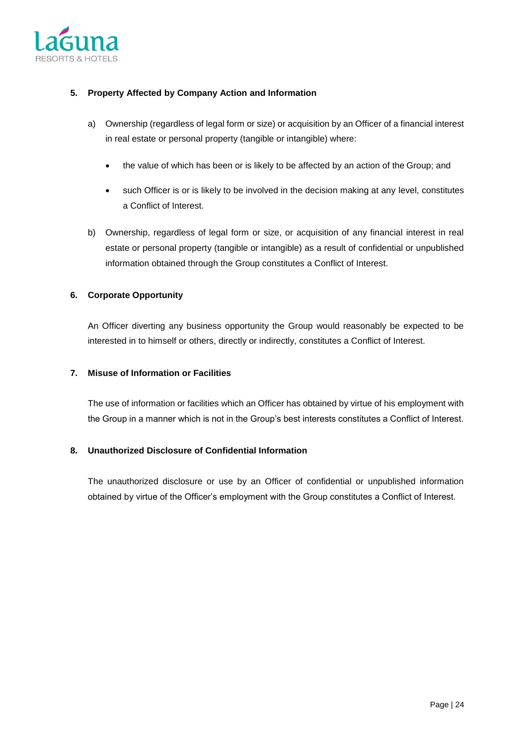**5. Property Affected by Company Action and Information**

a) Ownership (regardless of legal form or size) or acquisition by an Officer of a financial interest in real estate or personal property (tangible or intangible) where:

- the value of which has been or is likely to be affected by an action of the Group; and
- such Officer is or is likely to be involved in the decision making at any level, constitutes a Conflict of Interest.

b) Ownership, regardless of legal form or size, or acquisition of any financial interest in real estate or personal property (tangible or intangible) as a result of confidential or unpublished information obtained through the Group constitutes a Conflict of Interest.

**6. Corporate Opportunity**

An Officer diverting any business opportunity the Group would reasonably be expected to be interested in to himself or others, directly or indirectly, constitutes a Conflict of Interest.

**7. Misuse of Information or Facilities**

The use of information or facilities which an Officer has obtained by virtue of his employment with the Group in a manner which is not in the Group's best interests constitutes a Conflict of Interest.

**8. Unauthorized Disclosure of Confidential Information**

The unauthorized disclosure or use by an Officer of confidential or unpublished information obtained by virtue of the Officer's employment with the Group constitutes a Conflict of Interest.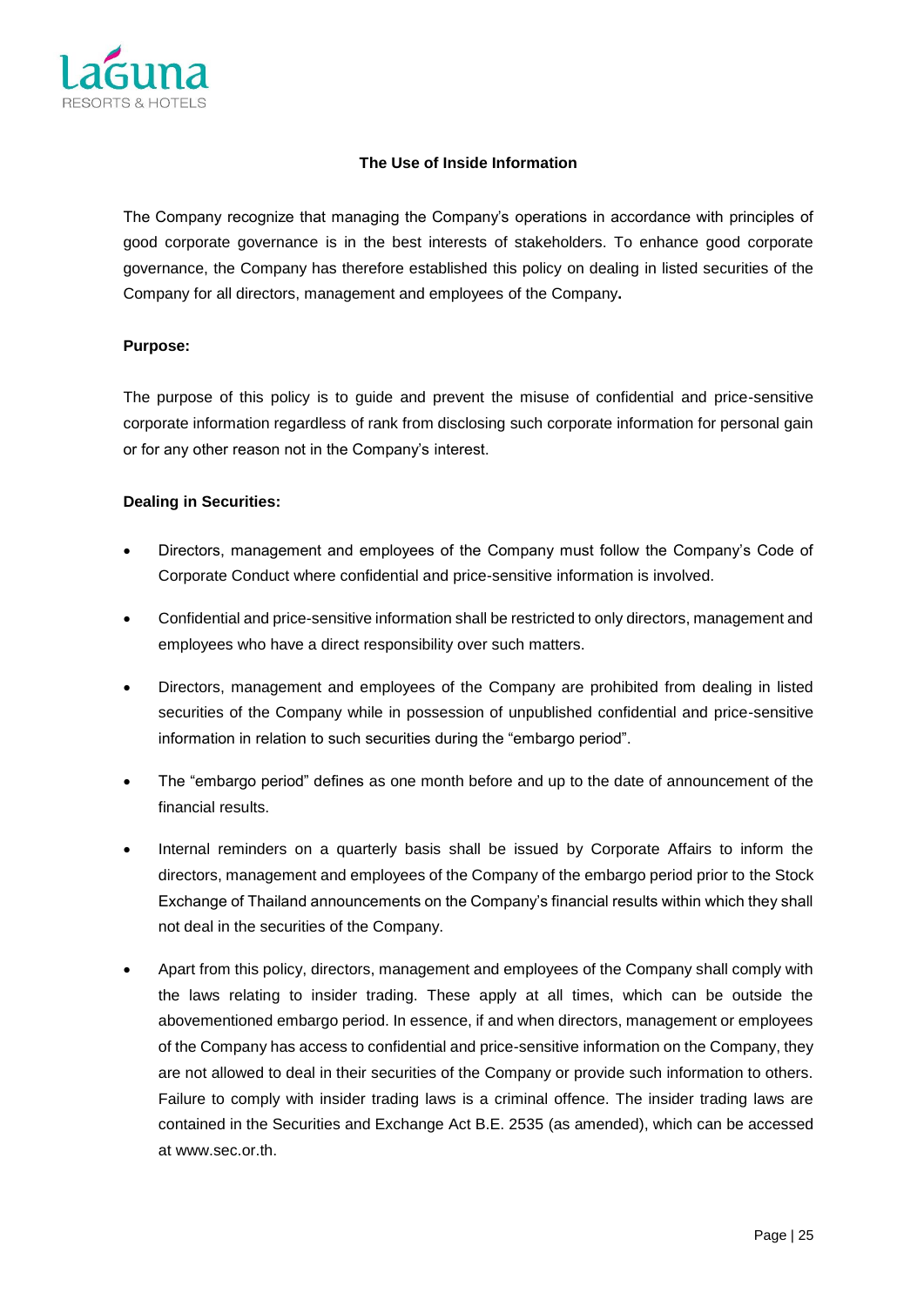## The Use of Inside Information

The Company recognize that managing the Company's operations in accordance with principles of good corporate governance is in the best interests of stakeholders. To enhance good corporate governance, the Company has therefore established this policy on dealing in listed securities of the Company for all directors, management and employees of the Company**.**

**Purpose:**

The purpose of this policy is to guide and prevent the misuse of confidential and price-sensitive corporate information regardless of rank from disclosing such corporate information for personal gain or for any other reason not in the Company's interest.

**Dealing in Securities:**

- Directors, management and employees of the Company must follow the Company's Code of Corporate Conduct where confidential and price-sensitive information is involved.
- Confidential and price-sensitive information shall be restricted to only directors, management and employees who have a direct responsibility over such matters.
- Directors, management and employees of the Company are prohibited from dealing in listed securities of the Company while in possession of unpublished confidential and price-sensitive information in relation to such securities during the "embargo period".
- The "embargo period" defines as one month before and up to the date of announcement of the financial results.
- Internal reminders on a quarterly basis shall be issued by Corporate Affairs to inform the directors, management and employees of the Company of the embargo period prior to the Stock Exchange of Thailand announcements on the Company's financial results within which they shall not deal in the securities of the Company.
- Apart from this policy, directors, management and employees of the Company shall comply with the laws relating to insider trading. These apply at all times, which can be outside the abovementioned embargo period. In essence, if and when directors, management or employees of the Company has access to confidential and price-sensitive information on the Company, they are not allowed to deal in their securities of the Company or provide such information to others. Failure to comply with insider trading laws is a criminal offence. The insider trading laws are contained in the Securities and Exchange Act B.E. 2535 (as amended), which can be accessed at www.sec.or.th.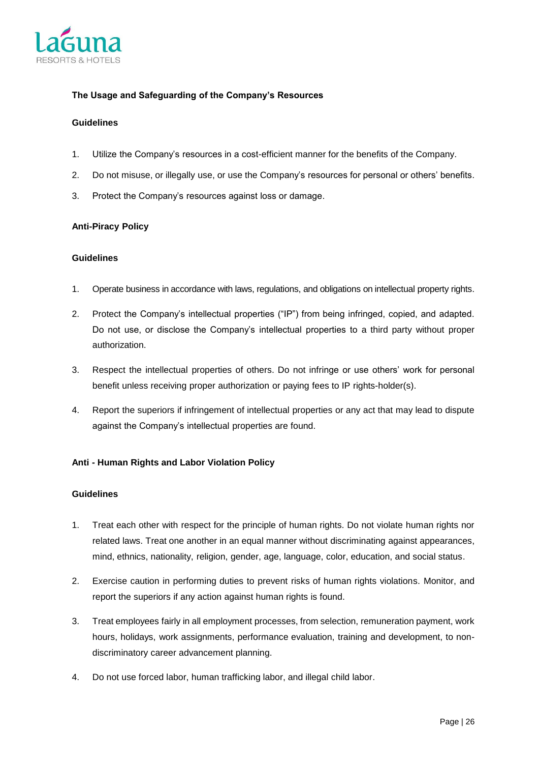**The Usage and Safeguarding of the Company's Resources**

**Guidelines**

1. Utilize the Company's resources in a cost-efficient manner for the benefits of the Company.
2. Do not misuse, or illegally use, or use the Company's resources for personal or others' benefits.
3. Protect the Company's resources against loss or damage.

**Anti-Piracy Policy**

**Guidelines**

1. Operate business in accordance with laws, regulations, and obligations on intellectual property rights.
2. Protect the Company's intellectual properties ("IP") from being infringed, copied, and adapted. Do not use, or disclose the Company's intellectual properties to a third party without proper authorization.
3. Respect the intellectual properties of others. Do not infringe or use others' work for personal benefit unless receiving proper authorization or paying fees to IP rights-holder(s).
4. Report the superiors if infringement of intellectual properties or any act that may lead to dispute against the Company's intellectual properties are found.

**Anti - Human Rights and Labor Violation Policy**

**Guidelines**

1. Treat each other with respect for the principle of human rights. Do not violate human rights nor related laws. Treat one another in an equal manner without discriminating against appearances, mind, ethnics, nationality, religion, gender, age, language, color, education, and social status.
2. Exercise caution in performing duties to prevent risks of human rights violations. Monitor, and report the superiors if any action against human rights is found.
3. Treat employees fairly in all employment processes, from selection, remuneration payment, work hours, holidays, work assignments, performance evaluation, training and development, to non-discriminatory career advancement planning.
4. Do not use forced labor, human trafficking labor, and illegal child labor.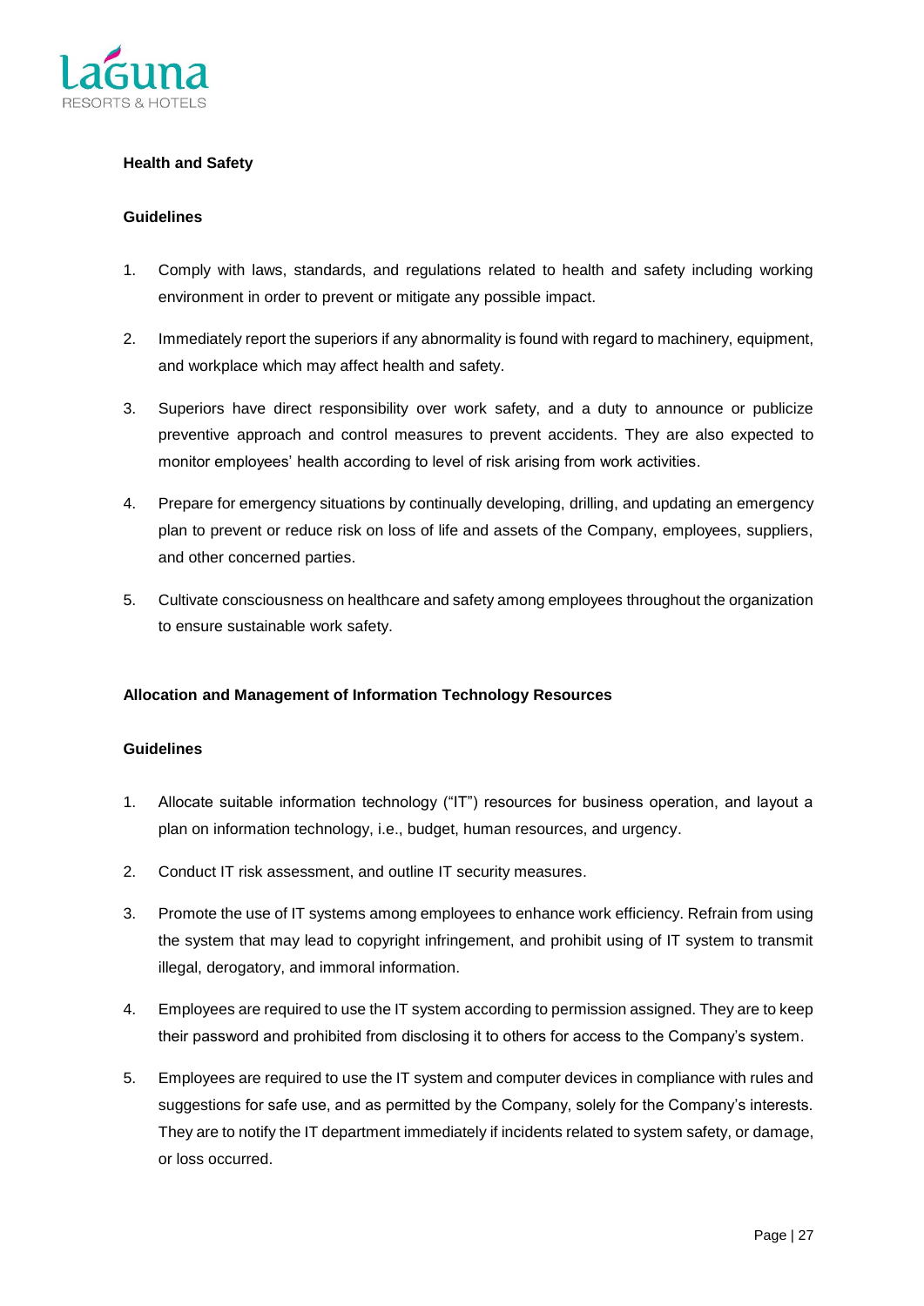**Health and Safety**

**Guidelines**

1. Comply with laws, standards, and regulations related to health and safety including working environment in order to prevent or mitigate any possible impact.
2. Immediately report the superiors if any abnormality is found with regard to machinery, equipment, and workplace which may affect health and safety.
3. Superiors have direct responsibility over work safety, and a duty to announce or publicize preventive approach and control measures to prevent accidents. They are also expected to monitor employees' health according to level of risk arising from work activities.
4. Prepare for emergency situations by continually developing, drilling, and updating an emergency plan to prevent or reduce risk on loss of life and assets of the Company, employees, suppliers, and other concerned parties.
5. Cultivate consciousness on healthcare and safety among employees throughout the organization to ensure sustainable work safety.

**Allocation and Management of Information Technology Resources**

**Guidelines**

1. Allocate suitable information technology ("IT") resources for business operation, and layout a plan on information technology, i.e., budget, human resources, and urgency.
2. Conduct IT risk assessment, and outline IT security measures.
3. Promote the use of IT systems among employees to enhance work efficiency. Refrain from using the system that may lead to copyright infringement, and prohibit using of IT system to transmit illegal, derogatory, and immoral information.
4. Employees are required to use the IT system according to permission assigned. They are to keep their password and prohibited from disclosing it to others for access to the Company's system.
5. Employees are required to use the IT system and computer devices in compliance with rules and suggestions for safe use, and as permitted by the Company, solely for the Company's interests. They are to notify the IT department immediately if incidents related to system safety, or damage, or loss occurred.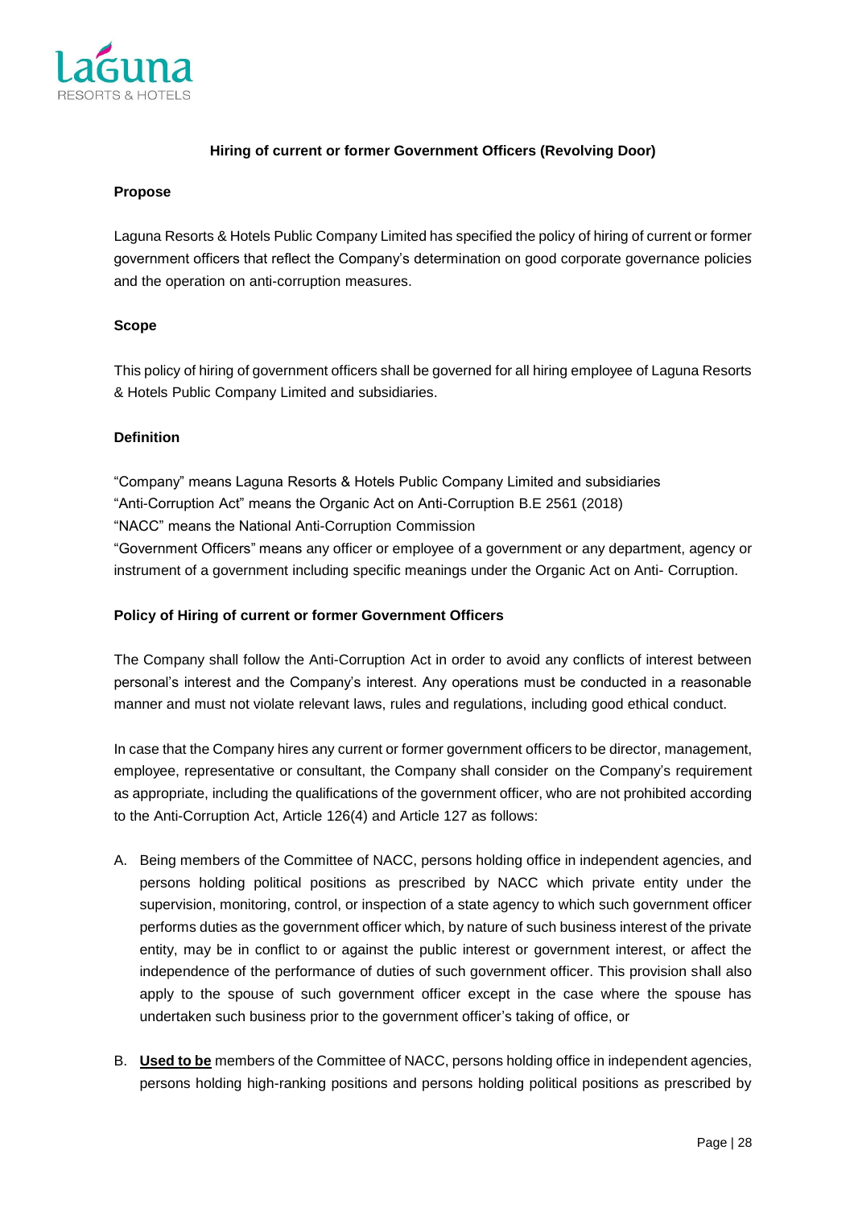### Hiring of current or former Government Officers (Revolving Door)

**Propose**

Laguna Resorts & Hotels Public Company Limited has specified the policy of hiring of current or former government officers that reflect the Company's determination on good corporate governance policies and the operation on anti-corruption measures.

**Scope**

This policy of hiring of government officers shall be governed for all hiring employee of Laguna Resorts & Hotels Public Company Limited and subsidiaries.

**Definition**

"Company" means Laguna Resorts & Hotels Public Company Limited and subsidiaries
"Anti-Corruption Act" means the Organic Act on Anti-Corruption B.E 2561 (2018)
"NACC" means the National Anti-Corruption Commission
"Government Officers" means any officer or employee of a government or any department, agency or instrument of a government including specific meanings under the Organic Act on Anti- Corruption.

**Policy of Hiring of current or former Government Officers**

The Company shall follow the Anti-Corruption Act in order to avoid any conflicts of interest between personal's interest and the Company's interest. Any operations must be conducted in a reasonable manner and must not violate relevant laws, rules and regulations, including good ethical conduct.

In case that the Company hires any current or former government officers to be director, management, employee, representative or consultant, the Company shall consider on the Company's requirement as appropriate, including the qualifications of the government officer, who are not prohibited according to the Anti-Corruption Act, Article 126(4) and Article 127 as follows:

A. Being members of the Committee of NACC, persons holding office in independent agencies, and persons holding political positions as prescribed by NACC which private entity under the supervision, monitoring, control, or inspection of a state agency to which such government officer performs duties as the government officer which, by nature of such business interest of the private entity, may be in conflict to or against the public interest or government interest, or affect the independence of the performance of duties of such government officer. This provision shall also apply to the spouse of such government officer except in the case where the spouse has undertaken such business prior to the government officer's taking of office, or

B. **<u>Used to be</u>** members of the Committee of NACC, persons holding office in independent agencies, persons holding high-ranking positions and persons holding political positions as prescribed by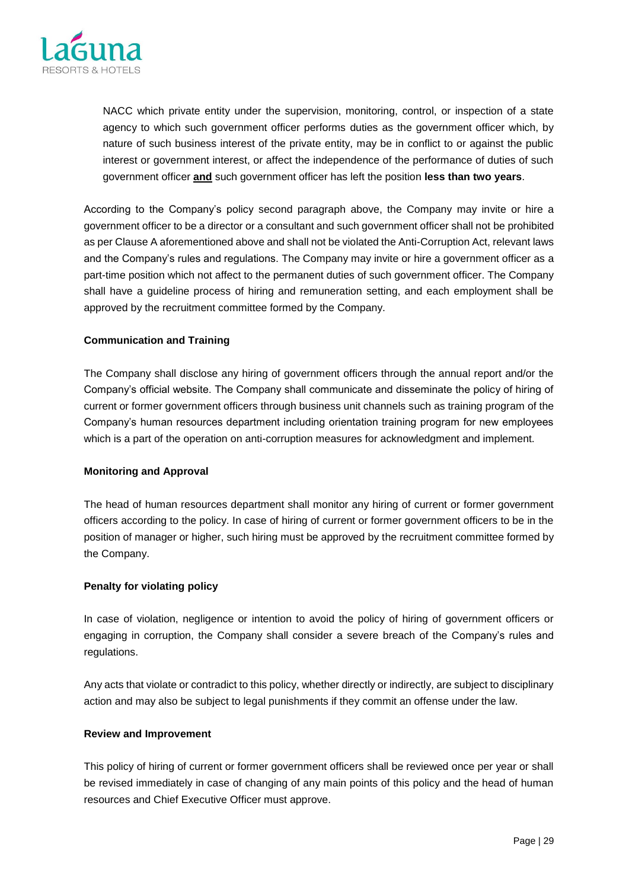NACC which private entity under the supervision, monitoring, control, or inspection of a state agency to which such government officer performs duties as the government officer which, by nature of such business interest of the private entity, may be in conflict to or against the public interest or government interest, or affect the independence of the performance of duties of such government officer **and** such government officer has left the position **less than two years**.

According to the Company's policy second paragraph above, the Company may invite or hire a government officer to be a director or a consultant and such government officer shall not be prohibited as per Clause A aforementioned above and shall not be violated the Anti-Corruption Act, relevant laws and the Company's rules and regulations. The Company may invite or hire a government officer as a part-time position which not affect to the permanent duties of such government officer. The Company shall have a guideline process of hiring and remuneration setting, and each employment shall be approved by the recruitment committee formed by the Company.

**Communication and Training**

The Company shall disclose any hiring of government officers through the annual report and/or the Company's official website. The Company shall communicate and disseminate the policy of hiring of current or former government officers through business unit channels such as training program of the Company's human resources department including orientation training program for new employees which is a part of the operation on anti-corruption measures for acknowledgment and implement.

**Monitoring and Approval**

The head of human resources department shall monitor any hiring of current or former government officers according to the policy. In case of hiring of current or former government officers to be in the position of manager or higher, such hiring must be approved by the recruitment committee formed by the Company.

**Penalty for violating policy**

In case of violation, negligence or intention to avoid the policy of hiring of government officers or engaging in corruption, the Company shall consider a severe breach of the Company's rules and regulations.

Any acts that violate or contradict to this policy, whether directly or indirectly, are subject to disciplinary action and may also be subject to legal punishments if they commit an offense under the law.

**Review and Improvement**

This policy of hiring of current or former government officers shall be reviewed once per year or shall be revised immediately in case of changing of any main points of this policy and the head of human resources and Chief Executive Officer must approve.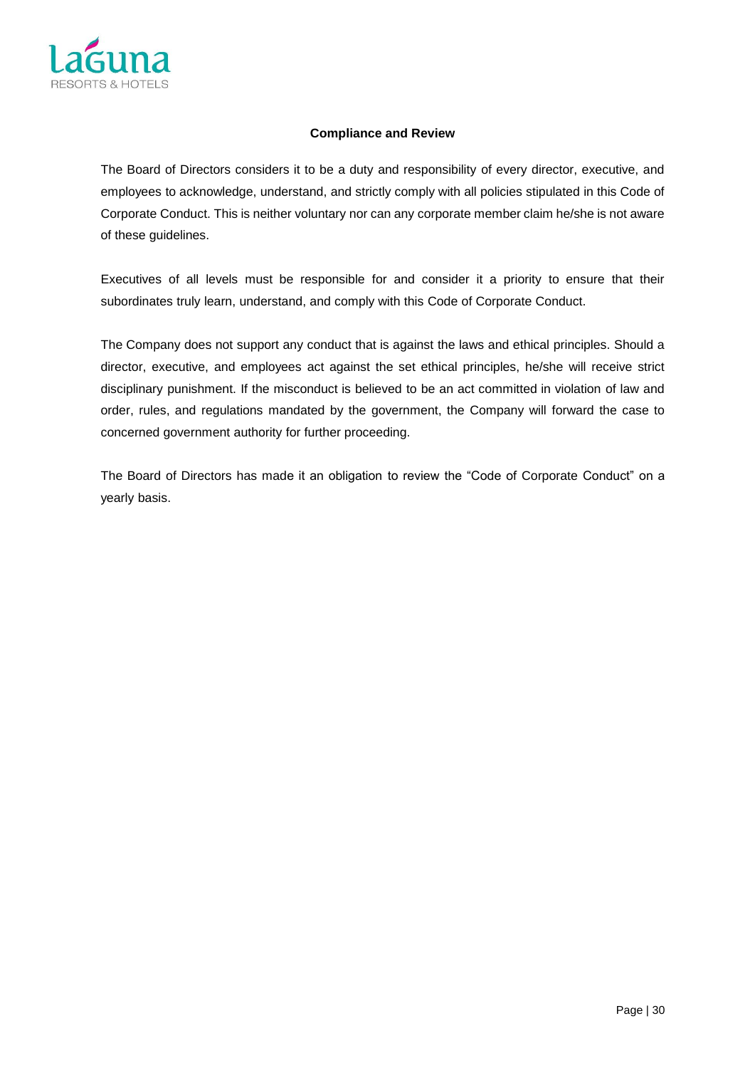**Compliance and Review**

The Board of Directors considers it to be a duty and responsibility of every director, executive, and employees to acknowledge, understand, and strictly comply with all policies stipulated in this Code of Corporate Conduct. This is neither voluntary nor can any corporate member claim he/she is not aware of these guidelines.

Executives of all levels must be responsible for and consider it a priority to ensure that their subordinates truly learn, understand, and comply with this Code of Corporate Conduct.

The Company does not support any conduct that is against the laws and ethical principles. Should a director, executive, and employees act against the set ethical principles, he/she will receive strict disciplinary punishment. If the misconduct is believed to be an act committed in violation of law and order, rules, and regulations mandated by the government, the Company will forward the case to concerned government authority for further proceeding.

The Board of Directors has made it an obligation to review the "Code of Corporate Conduct" on a yearly basis.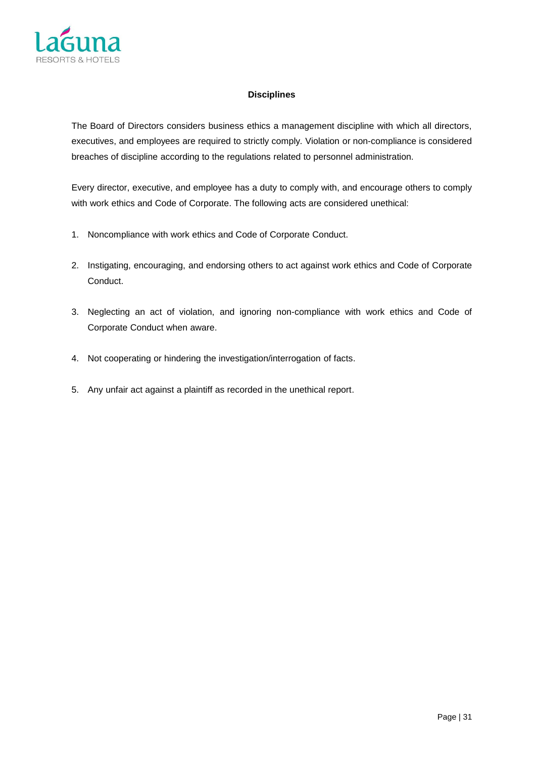## Disciplines

The Board of Directors considers business ethics a management discipline with which all directors, executives, and employees are required to strictly comply. Violation or non-compliance is considered breaches of discipline according to the regulations related to personnel administration.

Every director, executive, and employee has a duty to comply with, and encourage others to comply with work ethics and Code of Corporate. The following acts are considered unethical:

1. Noncompliance with work ethics and Code of Corporate Conduct.
2. Instigating, encouraging, and endorsing others to act against work ethics and Code of Corporate Conduct.
3. Neglecting an act of violation, and ignoring non-compliance with work ethics and Code of Corporate Conduct when aware.
4. Not cooperating or hindering the investigation/interrogation of facts.
5. Any unfair act against a plaintiff as recorded in the unethical report.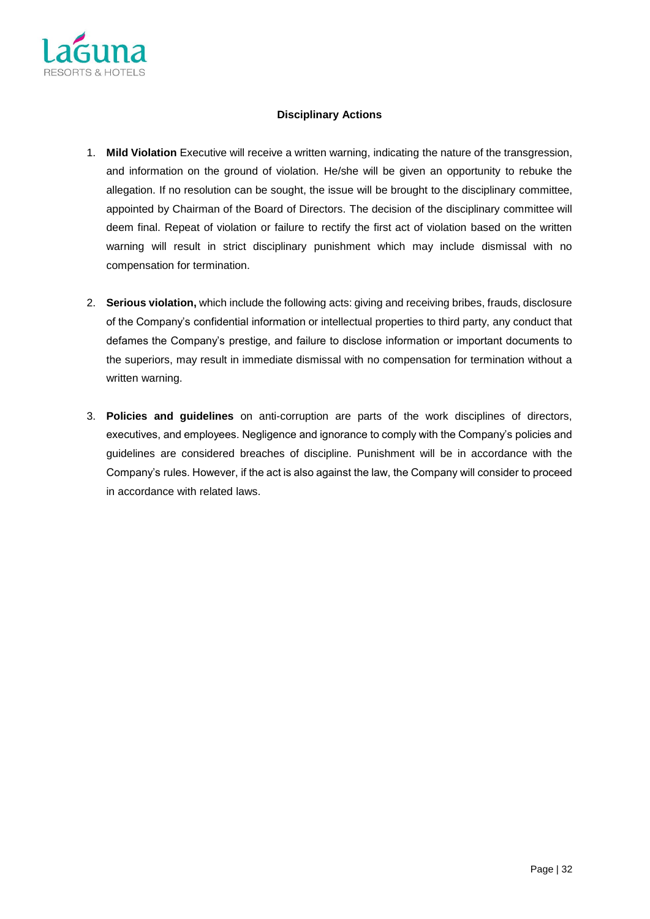### Disciplinary Actions

1. **Mild Violation** Executive will receive a written warning, indicating the nature of the transgression, and information on the ground of violation. He/she will be given an opportunity to rebuke the allegation. If no resolution can be sought, the issue will be brought to the disciplinary committee, appointed by Chairman of the Board of Directors. The decision of the disciplinary committee will deem final. Repeat of violation or failure to rectify the first act of violation based on the written warning will result in strict disciplinary punishment which may include dismissal with no compensation for termination.

2. **Serious violation,** which include the following acts: giving and receiving bribes, frauds, disclosure of the Company's confidential information or intellectual properties to third party, any conduct that defames the Company's prestige, and failure to disclose information or important documents to the superiors, may result in immediate dismissal with no compensation for termination without a written warning.

3. **Policies and guidelines** on anti-corruption are parts of the work disciplines of directors, executives, and employees. Negligence and ignorance to comply with the Company's policies and guidelines are considered breaches of discipline. Punishment will be in accordance with the Company's rules. However, if the act is also against the law, the Company will consider to proceed in accordance with related laws.